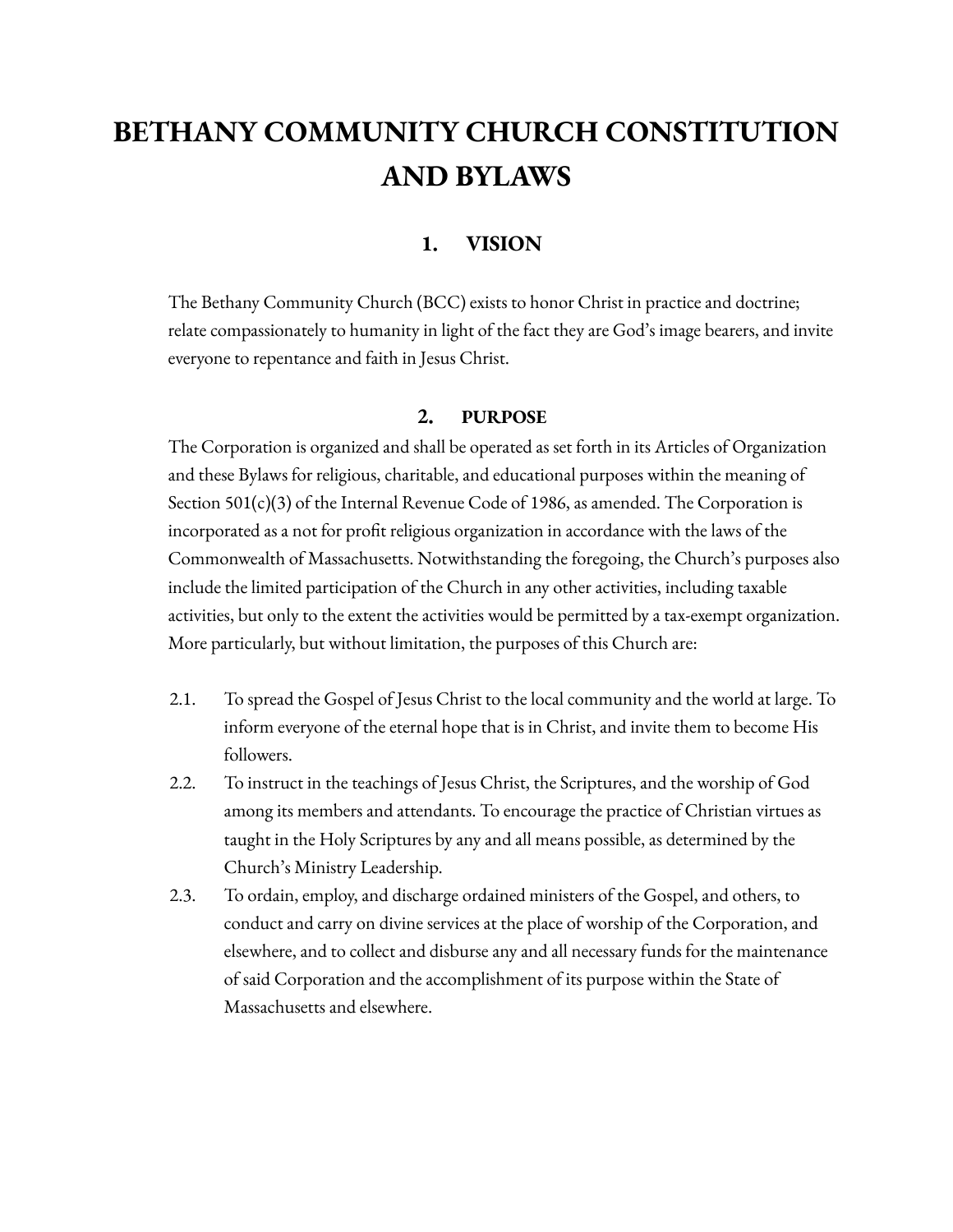# BETHANY COMMUNITY CHURCH CONSTITUTION AND BYLAWS

## 1. VISION

The Bethany Community Church (BCC) exists to honor Christ in practice and doctrine; relate compassionately to humanity in light of the fact they are God's image bearers, and invite everyone to repentance and faith in Jesus Christ.

## 2. PURPOSE

The Corporation is organized and shall be operated as set forth in its Articles of Organization and these Bylaws for religious, charitable, and educational purposes within the meaning of Section 501(c)(3) of the Internal Revenue Code of 1986, as amended. The Corporation is incorporated as a not for profit religious organization in accordance with the laws of the Commonwealth of Massachusetts. Notwithstanding the foregoing, the Church's purposes also include the limited participation of the Church in any other activities, including taxable activities, but only to the extent the activities would be permitted by a tax-exempt organization. More particularly, but without limitation, the purposes of this Church are:

2.1. To spread the Gospel of Jesus Christ to the local community and the world at large. To inform everyone of the eternal hope that is in Christ, and invite them to become His followers.

2.2. To instruct in the teachings of Jesus Christ, the Scriptures, and the worship of God among its members and attendants. To encourage the practice of Christian virtues as taught in the Holy Scriptures by any and all means possible, as determined by the Church's Ministry Leadership.

2.3. To ordain, employ, and discharge ordained ministers of the Gospel, and others, to conduct and carry on divine services at the place of worship of the Corporation, and elsewhere, and to collect and disburse any and all necessary funds for the maintenance of said Corporation and the accomplishment of its purpose within the State of Massachusetts and elsewhere.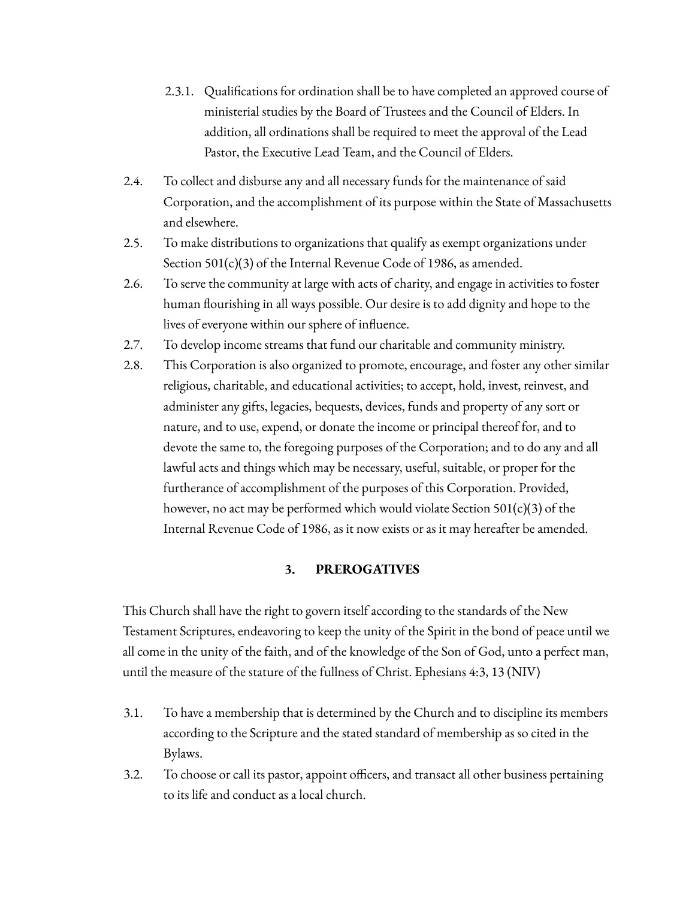2.3.1. Qualifications for ordination shall be to have completed an approved course of ministerial studies by the Board of Trustees and the Council of Elders. In addition, all ordinations shall be required to meet the approval of the Lead Pastor, the Executive Lead Team, and the Council of Elders.

2.4. To collect and disburse any and all necessary funds for the maintenance of said Corporation, and the accomplishment of its purpose within the State of Massachusetts and elsewhere.

2.5. To make distributions to organizations that qualify as exempt organizations under Section 501(c)(3) of the Internal Revenue Code of 1986, as amended.

2.6. To serve the community at large with acts of charity, and engage in activities to foster human flourishing in all ways possible. Our desire is to add dignity and hope to the lives of everyone within our sphere of influence.

2.7. To develop income streams that fund our charitable and community ministry.

2.8. This Corporation is also organized to promote, encourage, and foster any other similar religious, charitable, and educational activities; to accept, hold, invest, reinvest, and administer any gifts, legacies, bequests, devices, funds and property of any sort or nature, and to use, expend, or donate the income or principal thereof for, and to devote the same to, the foregoing purposes of the Corporation; and to do any and all lawful acts and things which may be necessary, useful, suitable, or proper for the furtherance of accomplishment of the purposes of this Corporation. Provided, however, no act may be performed which would violate Section 501(c)(3) of the Internal Revenue Code of 1986, as it now exists or as it may hereafter be amended.

## 3. PREROGATIVES

This Church shall have the right to govern itself according to the standards of the New Testament Scriptures, endeavoring to keep the unity of the Spirit in the bond of peace until we all come in the unity of the faith, and of the knowledge of the Son of God, unto a perfect man, until the measure of the stature of the fullness of Christ. Ephesians 4:3, 13 (NIV)

3.1. To have a membership that is determined by the Church and to discipline its members according to the Scripture and the stated standard of membership as so cited in the Bylaws.

3.2. To choose or call its pastor, appoint officers, and transact all other business pertaining to its life and conduct as a local church.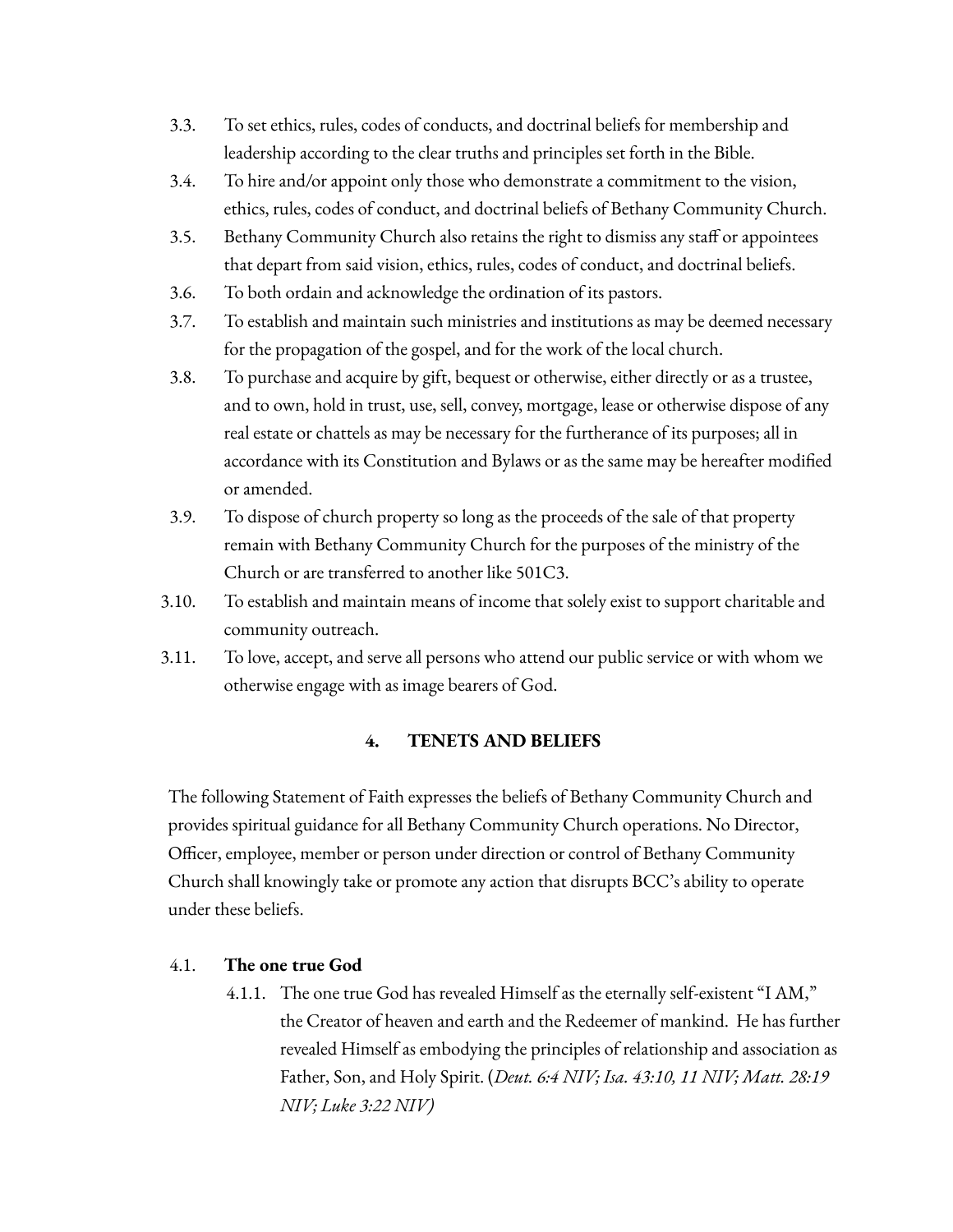3.3. To set ethics, rules, codes of conducts, and doctrinal beliefs for membership and leadership according to the clear truths and principles set forth in the Bible.

3.4. To hire and/or appoint only those who demonstrate a commitment to the vision, ethics, rules, codes of conduct, and doctrinal beliefs of Bethany Community Church.

3.5. Bethany Community Church also retains the right to dismiss any staff or appointees that depart from said vision, ethics, rules, codes of conduct, and doctrinal beliefs.

3.6. To both ordain and acknowledge the ordination of its pastors.

3.7. To establish and maintain such ministries and institutions as may be deemed necessary for the propagation of the gospel, and for the work of the local church.

3.8. To purchase and acquire by gift, bequest or otherwise, either directly or as a trustee, and to own, hold in trust, use, sell, convey, mortgage, lease or otherwise dispose of any real estate or chattels as may be necessary for the furtherance of its purposes; all in accordance with its Constitution and Bylaws or as the same may be hereafter modified or amended.

3.9. To dispose of church property so long as the proceeds of the sale of that property remain with Bethany Community Church for the purposes of the ministry of the Church or are transferred to another like 501C3.

3.10. To establish and maintain means of income that solely exist to support charitable and community outreach.

3.11. To love, accept, and serve all persons who attend our public service or with whom we otherwise engage with as image bearers of God.

## 4. TENETS AND BELIEFS

The following Statement of Faith expresses the beliefs of Bethany Community Church and provides spiritual guidance for all Bethany Community Church operations. No Director, Officer, employee, member or person under direction or control of Bethany Community Church shall knowingly take or promote any action that disrupts BCC's ability to operate under these beliefs.

4.1. **The one true God**

4.1.1. The one true God has revealed Himself as the eternally self-existent "I AM," the Creator of heaven and earth and the Redeemer of mankind. He has further revealed Himself as embodying the principles of relationship and association as Father, Son, and Holy Spirit. (*Deut. 6:4 NIV; Isa. 43:10, 11 NIV; Matt. 28:19 NIV; Luke 3:22 NIV)*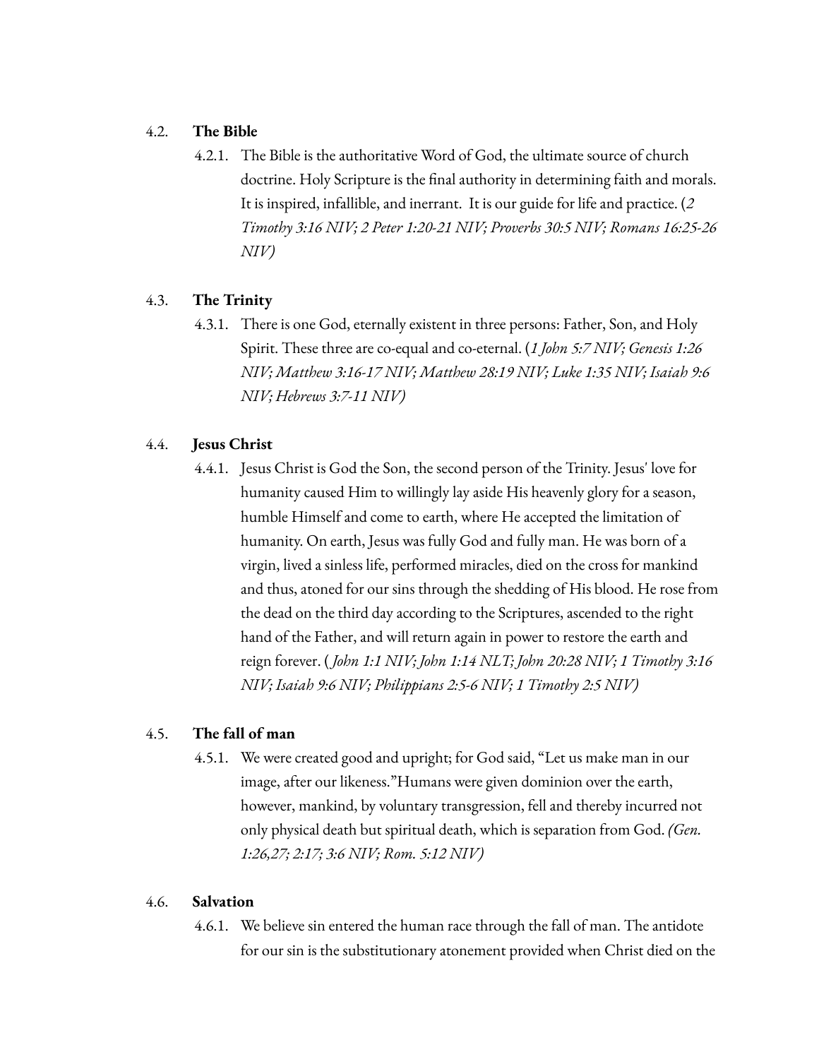### 4.2. **The Bible**

4.2.1. The Bible is the authoritative Word of God, the ultimate source of church doctrine. Holy Scripture is the final authority in determining faith and morals. It is inspired, infallible, and inerrant. It is our guide for life and practice. (*2 Timothy 3:16 NIV; 2 Peter 1:20-21 NIV; Proverbs 30:5 NIV; Romans 16:25-26 NIV)*

### 4.3. **The Trinity**

4.3.1. There is one God, eternally existent in three persons: Father, Son, and Holy Spirit. These three are co-equal and co-eternal. (*1 John 5:7 NIV; Genesis 1:26 NIV; Matthew 3:16-17 NIV; Matthew 28:19 NIV; Luke 1:35 NIV; Isaiah 9:6 NIV; Hebrews 3:7-11 NIV)*

### 4.4. **Jesus Christ**

4.4.1. Jesus Christ is God the Son, the second person of the Trinity. Jesus' love for humanity caused Him to willingly lay aside His heavenly glory for a season, humble Himself and come to earth, where He accepted the limitation of humanity. On earth, Jesus was fully God and fully man. He was born of a virgin, lived a sinless life, performed miracles, died on the cross for mankind and thus, atoned for our sins through the shedding of His blood. He rose from the dead on the third day according to the Scriptures, ascended to the right hand of the Father, and will return again in power to restore the earth and reign forever. ( *John 1:1 NIV; John 1:14 NLT; John 20:28 NIV; 1 Timothy 3:16 NIV; Isaiah 9:6 NIV; Philippians 2:5-6 NIV; 1 Timothy 2:5 NIV)*

### 4.5. **The fall of man**

4.5.1. We were created good and upright; for God said, "Let us make man in our image, after our likeness."Humans were given dominion over the earth, however, mankind, by voluntary transgression, fell and thereby incurred not only physical death but spiritual death, which is separation from God. *(Gen. 1:26,27; 2:17; 3:6 NIV; Rom. 5:12 NIV)*

### 4.6. **Salvation**

4.6.1. We believe sin entered the human race through the fall of man. The antidote for our sin is the substitutionary atonement provided when Christ died on the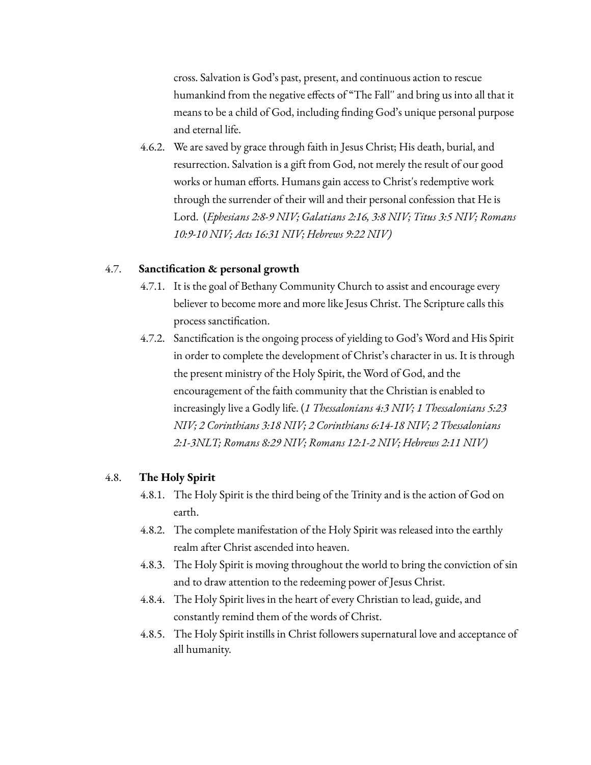cross. Salvation is God's past, present, and continuous action to rescue humankind from the negative effects of "The Fall" and bring us into all that it means to be a child of God, including finding God's unique personal purpose and eternal life.

4.6.2. We are saved by grace through faith in Jesus Christ; His death, burial, and resurrection. Salvation is a gift from God, not merely the result of our good works or human efforts. Humans gain access to Christ's redemptive work through the surrender of their will and their personal confession that He is Lord. (*Ephesians 2:8-9 NIV; Galatians 2:16, 3:8 NIV; Titus 3:5 NIV; Romans 10:9-10 NIV; Acts 16:31 NIV; Hebrews 9:22 NIV)*

### 4.7. **Sanctification & personal growth**

4.7.1. It is the goal of Bethany Community Church to assist and encourage every believer to become more and more like Jesus Christ. The Scripture calls this process sanctification.

4.7.2. Sanctification is the ongoing process of yielding to God's Word and His Spirit in order to complete the development of Christ's character in us. It is through the present ministry of the Holy Spirit, the Word of God, and the encouragement of the faith community that the Christian is enabled to increasingly live a Godly life. (*1 Thessalonians 4:3 NIV; 1 Thessalonians 5:23 NIV; 2 Corinthians 3:18 NIV; 2 Corinthians 6:14-18 NIV; 2 Thessalonians 2:1-3NLT; Romans 8:29 NIV; Romans 12:1-2 NIV; Hebrews 2:11 NIV)*

### 4.8. **The Holy Spirit**

4.8.1. The Holy Spirit is the third being of the Trinity and is the action of God on earth.

4.8.2. The complete manifestation of the Holy Spirit was released into the earthly realm after Christ ascended into heaven.

4.8.3. The Holy Spirit is moving throughout the world to bring the conviction of sin and to draw attention to the redeeming power of Jesus Christ.

4.8.4. The Holy Spirit lives in the heart of every Christian to lead, guide, and constantly remind them of the words of Christ.

4.8.5. The Holy Spirit instills in Christ followers supernatural love and acceptance of all humanity.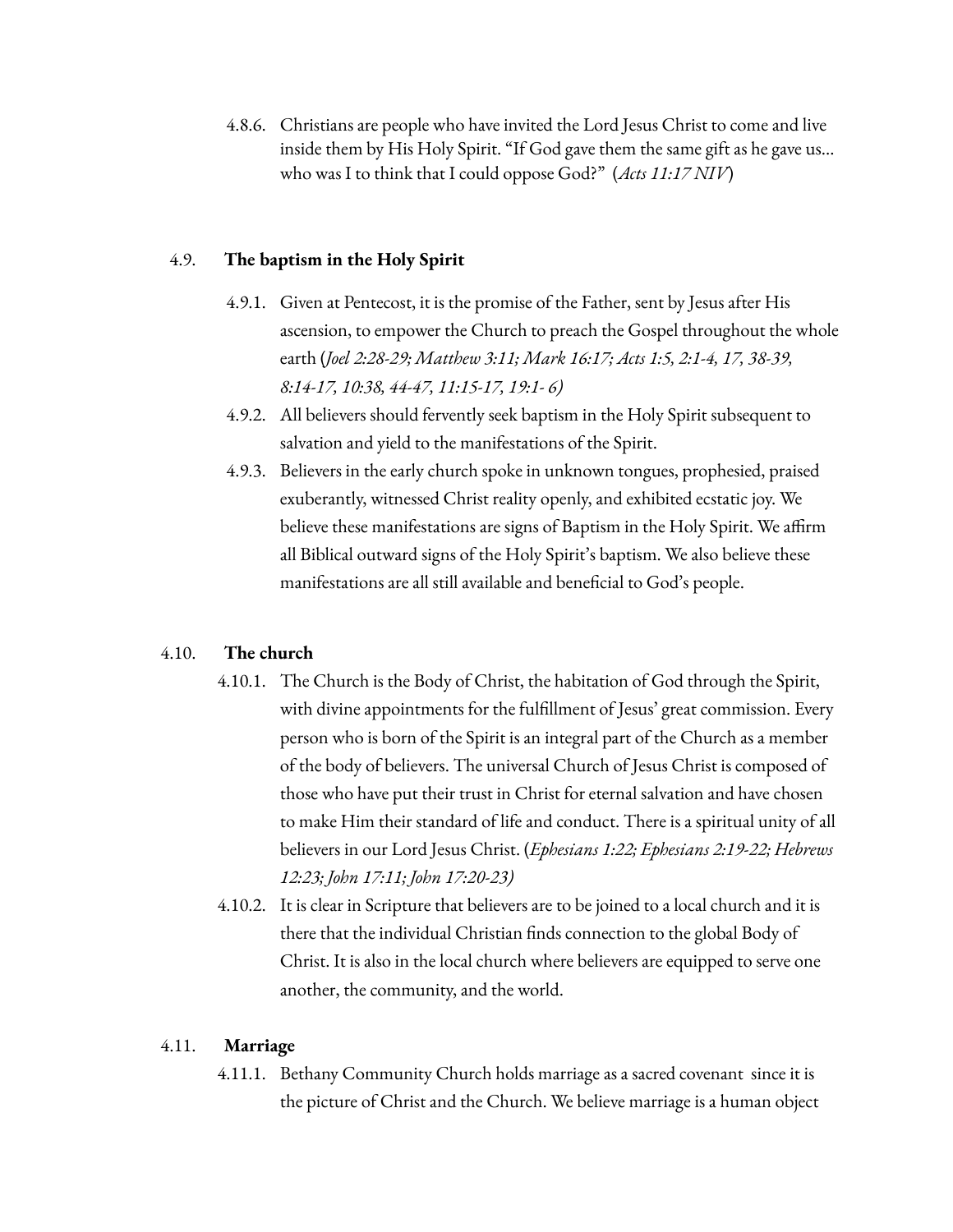4.8.6. Christians are people who have invited the Lord Jesus Christ to come and live inside them by His Holy Spirit. "If God gave them the same gift as he gave us… who was I to think that I could oppose God?" (*Acts 11:17 NIV*)

### 4.9. **The baptism in the Holy Spirit**

4.9.1. Given at Pentecost, it is the promise of the Father, sent by Jesus after His ascension, to empower the Church to preach the Gospel throughout the whole earth (*Joel 2:28-29; Matthew 3:11; Mark 16:17; Acts 1:5, 2:1-4, 17, 38-39, 8:14-17, 10:38, 44-47, 11:15-17, 19:1- 6)*

4.9.2. All believers should fervently seek baptism in the Holy Spirit subsequent to salvation and yield to the manifestations of the Spirit.

4.9.3. Believers in the early church spoke in unknown tongues, prophesied, praised exuberantly, witnessed Christ reality openly, and exhibited ecstatic joy. We believe these manifestations are signs of Baptism in the Holy Spirit. We affirm all Biblical outward signs of the Holy Spirit's baptism. We also believe these manifestations are all still available and beneficial to God's people.

### 4.10. **The church**

4.10.1. The Church is the Body of Christ, the habitation of God through the Spirit, with divine appointments for the fulfillment of Jesus' great commission. Every person who is born of the Spirit is an integral part of the Church as a member of the body of believers. The universal Church of Jesus Christ is composed of those who have put their trust in Christ for eternal salvation and have chosen to make Him their standard of life and conduct. There is a spiritual unity of all believers in our Lord Jesus Christ. (*Ephesians 1:22; Ephesians 2:19-22; Hebrews 12:23; John 17:11; John 17:20-23)*

4.10.2. It is clear in Scripture that believers are to be joined to a local church and it is there that the individual Christian finds connection to the global Body of Christ. It is also in the local church where believers are equipped to serve one another, the community, and the world.

### 4.11. **Marriage**

4.11.1. Bethany Community Church holds marriage as a sacred covenant since it is the picture of Christ and the Church. We believe marriage is a human object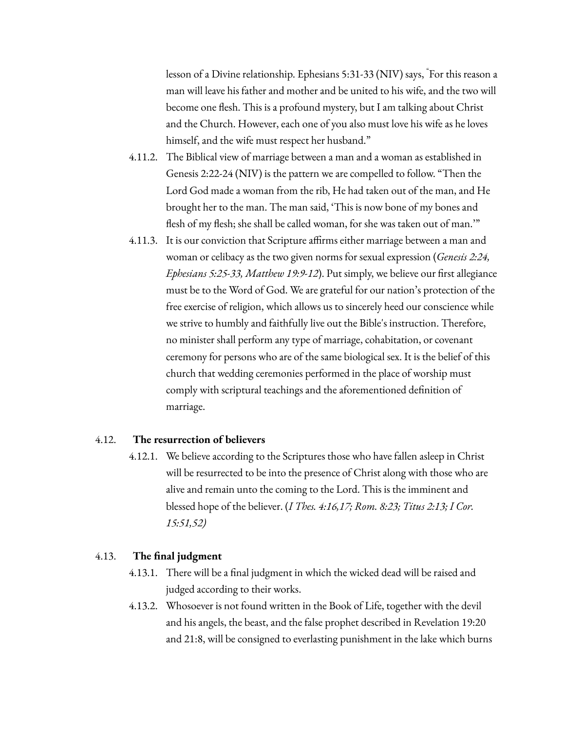lesson of a Divine relationship. Ephesians 5:31-33 (NIV) says, "For this reason a man will leave his father and mother and be united to his wife, and the two will become one flesh. This is a profound mystery, but I am talking about Christ and the Church. However, each one of you also must love his wife as he loves himself, and the wife must respect her husband."

4.11.2. The Biblical view of marriage between a man and a woman as established in Genesis 2:22-24 (NIV) is the pattern we are compelled to follow. "Then the Lord God made a woman from the rib, He had taken out of the man, and He brought her to the man. The man said, 'This is now bone of my bones and flesh of my flesh; she shall be called woman, for she was taken out of man.'"

4.11.3. It is our conviction that Scripture affirms either marriage between a man and woman or celibacy as the two given norms for sexual expression (*Genesis 2:24, Ephesians 5:25-33, Matthew 19:9-12*). Put simply, we believe our first allegiance must be to the Word of God. We are grateful for our nation's protection of the free exercise of religion, which allows us to sincerely heed our conscience while we strive to humbly and faithfully live out the Bible's instruction. Therefore, no minister shall perform any type of marriage, cohabitation, or covenant ceremony for persons who are of the same biological sex. It is the belief of this church that wedding ceremonies performed in the place of worship must comply with scriptural teachings and the aforementioned definition of marriage.

4.12. **The resurrection of believers**

4.12.1. We believe according to the Scriptures those who have fallen asleep in Christ will be resurrected to be into the presence of Christ along with those who are alive and remain unto the coming to the Lord. This is the imminent and blessed hope of the believer. (*I Thes. 4:16,17; Rom. 8:23; Titus 2:13; I Cor. 15:51,52)*

4.13. **The final judgment**

4.13.1. There will be a final judgment in which the wicked dead will be raised and judged according to their works.

4.13.2. Whosoever is not found written in the Book of Life, together with the devil and his angels, the beast, and the false prophet described in Revelation 19:20 and 21:8, will be consigned to everlasting punishment in the lake which burns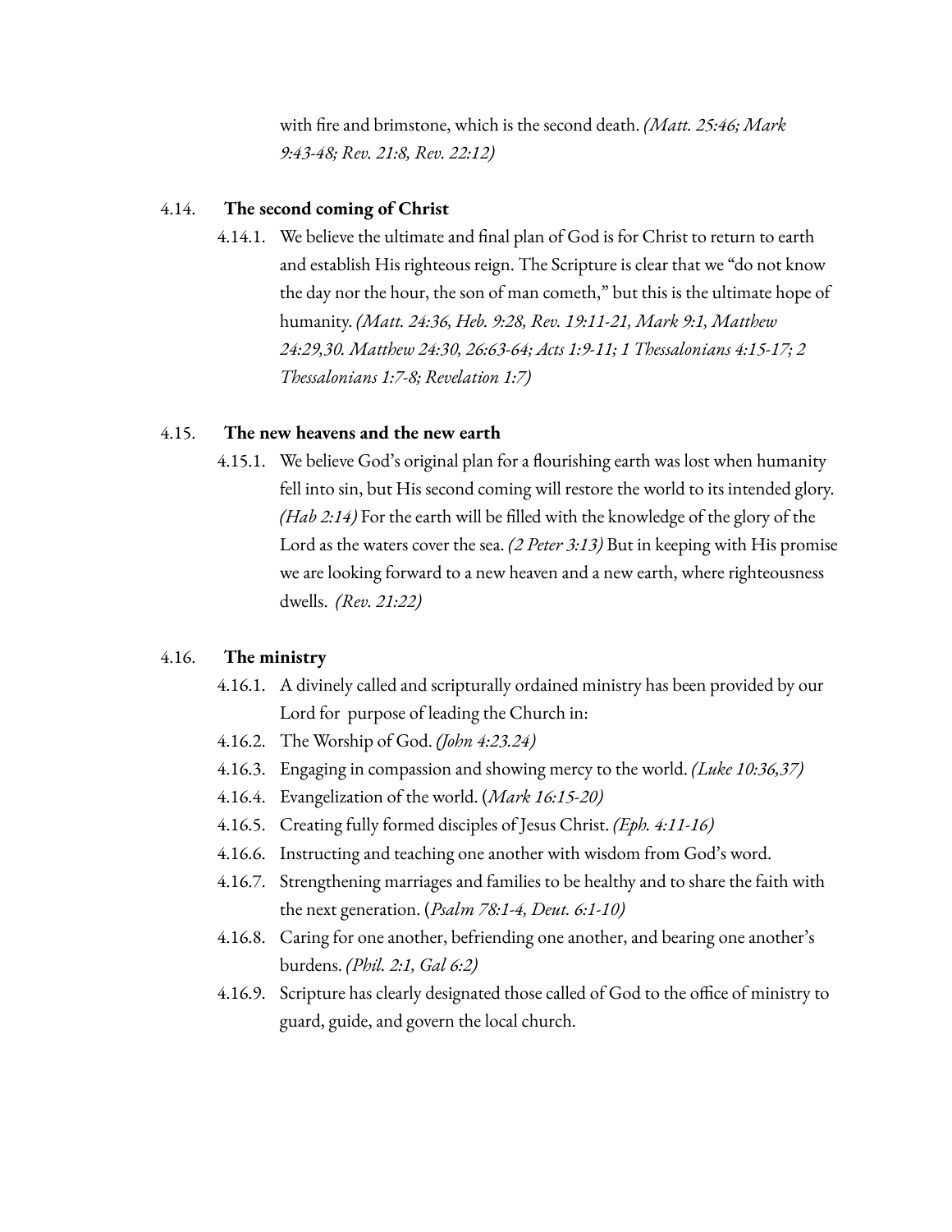with fire and brimstone, which is the second death. *(Matt. 25:46; Mark 9:43-48; Rev. 21:8, Rev. 22:12)*

4.14. **The second coming of Christ**

4.14.1. We believe the ultimate and final plan of God is for Christ to return to earth and establish His righteous reign. The Scripture is clear that we "do not know the day nor the hour, the son of man cometh," but this is the ultimate hope of humanity. *(Matt. 24:36, Heb. 9:28, Rev. 19:11-21, Mark 9:1, Matthew 24:29,30. Matthew 24:30, 26:63-64; Acts 1:9-11; 1 Thessalonians 4:15-17; 2 Thessalonians 1:7-8; Revelation 1:7)*

4.15. **The new heavens and the new earth**

4.15.1. We believe God's original plan for a flourishing earth was lost when humanity fell into sin, but His second coming will restore the world to its intended glory. *(Hab 2:14)* For the earth will be filled with the knowledge of the glory of the Lord as the waters cover the sea. *(2 Peter 3:13)* But in keeping with His promise we are looking forward to a new heaven and a new earth, where righteousness dwells. *(Rev. 21:22)*

4.16. **The ministry**

4.16.1. A divinely called and scripturally ordained ministry has been provided by our Lord for purpose of leading the Church in:

4.16.2. The Worship of God. *(John 4:23.24)*

4.16.3. Engaging in compassion and showing mercy to the world. *(Luke 10:36,37)*

4.16.4. Evangelization of the world. (*Mark 16:15-20)*

4.16.5. Creating fully formed disciples of Jesus Christ. *(Eph. 4:11-16)*

4.16.6. Instructing and teaching one another with wisdom from God's word.

4.16.7. Strengthening marriages and families to be healthy and to share the faith with the next generation. (*Psalm 78:1-4, Deut. 6:1-10)*

4.16.8. Caring for one another, befriending one another, and bearing one another's burdens. *(Phil. 2:1, Gal 6:2)*

4.16.9. Scripture has clearly designated those called of God to the office of ministry to guard, guide, and govern the local church.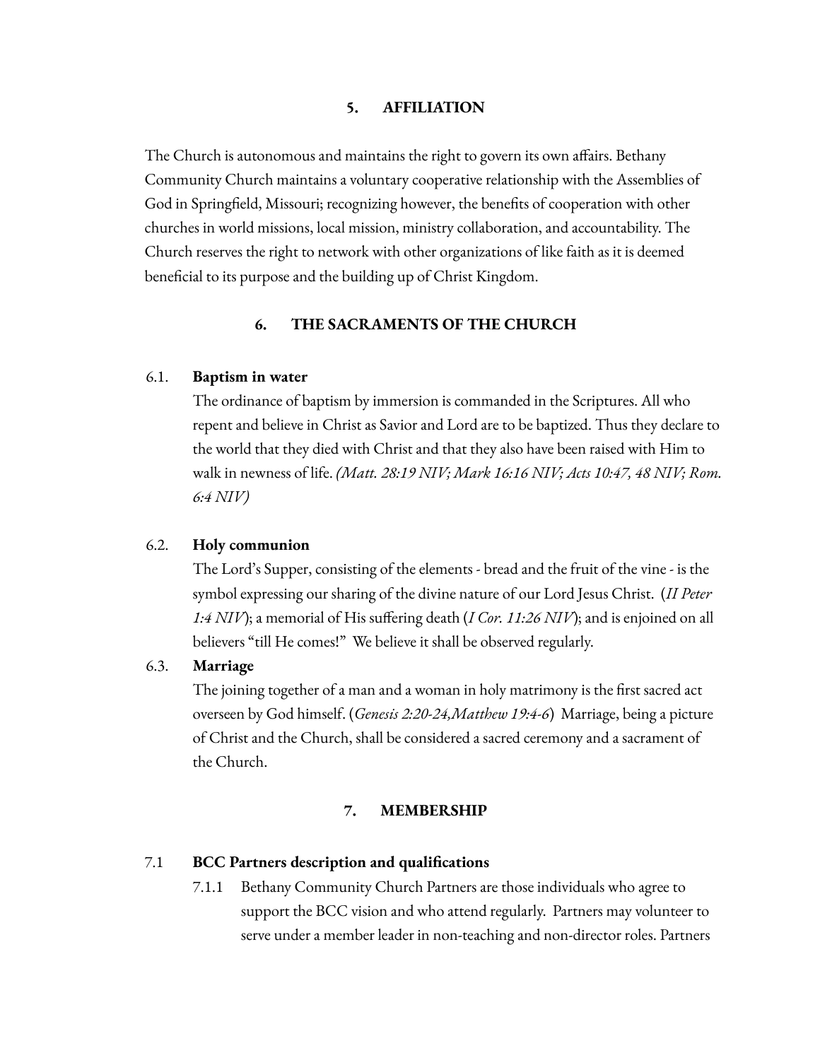## 5. AFFILIATION

The Church is autonomous and maintains the right to govern its own affairs. Bethany Community Church maintains a voluntary cooperative relationship with the Assemblies of God in Springfield, Missouri; recognizing however, the benefits of cooperation with other churches in world missions, local mission, ministry collaboration, and accountability. The Church reserves the right to network with other organizations of like faith as it is deemed beneficial to its purpose and the building up of Christ Kingdom.

## 6. THE SACRAMENTS OF THE CHURCH

### 6.1. Baptism in water

The ordinance of baptism by immersion is commanded in the Scriptures. All who repent and believe in Christ as Savior and Lord are to be baptized. Thus they declare to the world that they died with Christ and that they also have been raised with Him to walk in newness of life. *(Matt. 28:19 NIV; Mark 16:16 NIV; Acts 10:47, 48 NIV; Rom. 6:4 NIV)*

### 6.2. Holy communion

The Lord's Supper, consisting of the elements - bread and the fruit of the vine - is the symbol expressing our sharing of the divine nature of our Lord Jesus Christ. (*II Peter 1:4 NIV*); a memorial of His suffering death (*I Cor. 11:26 NIV*); and is enjoined on all believers "till He comes!" We believe it shall be observed regularly.

### 6.3. Marriage

The joining together of a man and a woman in holy matrimony is the first sacred act overseen by God himself. (*Genesis 2:20-24,Matthew 19:4-6*) Marriage, being a picture of Christ and the Church, shall be considered a sacred ceremony and a sacrament of the Church.

## 7. MEMBERSHIP

### 7.1 BCC Partners description and qualifications

7.1.1 Bethany Community Church Partners are those individuals who agree to support the BCC vision and who attend regularly. Partners may volunteer to serve under a member leader in non-teaching and non-director roles. Partners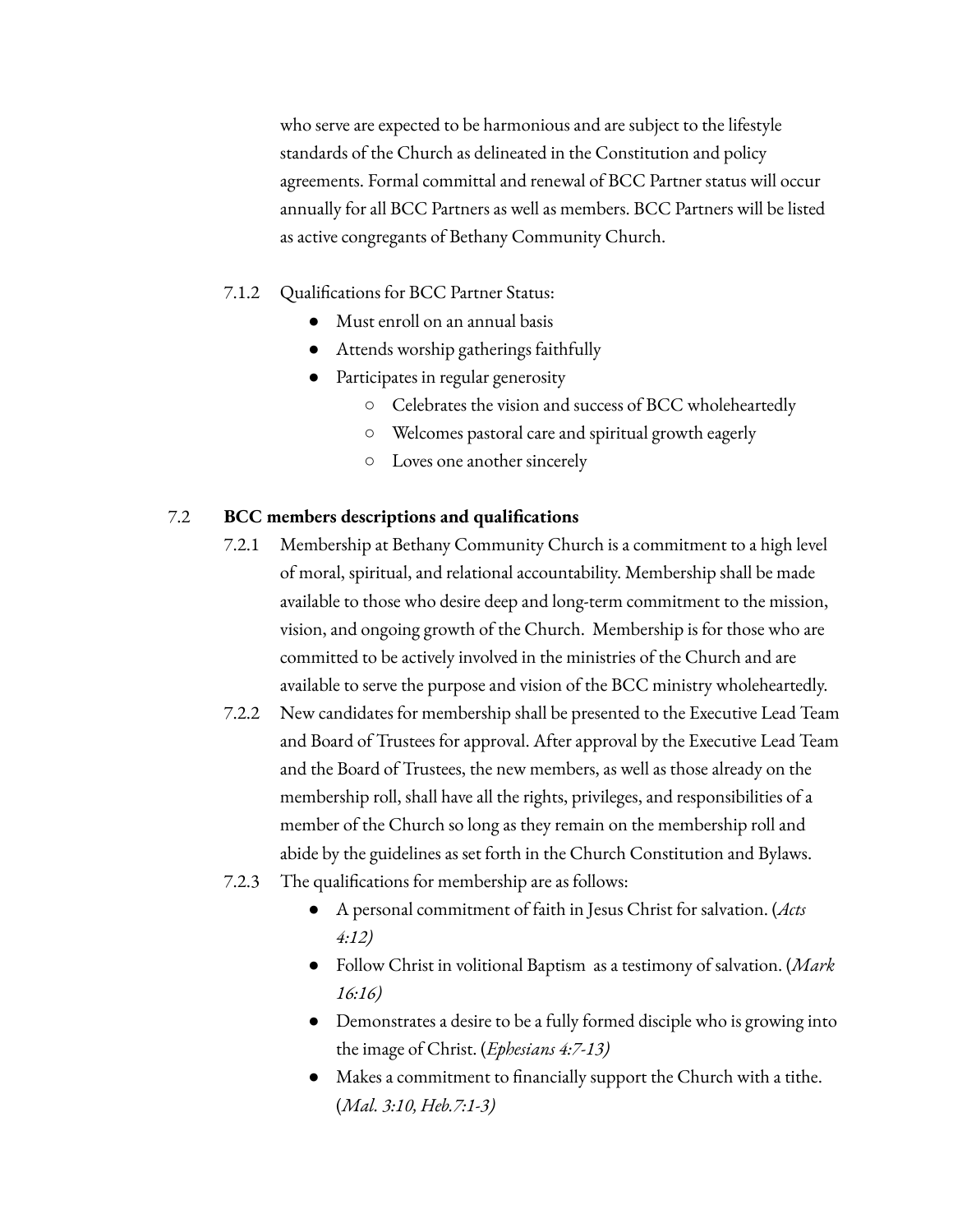who serve are expected to be harmonious and are subject to the lifestyle standards of the Church as delineated in the Constitution and policy agreements. Formal committal and renewal of BCC Partner status will occur annually for all BCC Partners as well as members. BCC Partners will be listed as active congregants of Bethany Community Church.

7.1.2 Qualifications for BCC Partner Status:

- Must enroll on an annual basis
- Attends worship gatherings faithfully
- Participates in regular generosity
    - Celebrates the vision and success of BCC wholeheartedly
    - Welcomes pastoral care and spiritual growth eagerly
    - Loves one another sincerely

### 7.2 BCC members descriptions and qualifications

7.2.1 Membership at Bethany Community Church is a commitment to a high level of moral, spiritual, and relational accountability. Membership shall be made available to those who desire deep and long-term commitment to the mission, vision, and ongoing growth of the Church. Membership is for those who are committed to be actively involved in the ministries of the Church and are available to serve the purpose and vision of the BCC ministry wholeheartedly.

7.2.2 New candidates for membership shall be presented to the Executive Lead Team and Board of Trustees for approval. After approval by the Executive Lead Team and the Board of Trustees, the new members, as well as those already on the membership roll, shall have all the rights, privileges, and responsibilities of a member of the Church so long as they remain on the membership roll and abide by the guidelines as set forth in the Church Constitution and Bylaws.

7.2.3 The qualifications for membership are as follows:

- A personal commitment of faith in Jesus Christ for salvation. (*Acts 4:12)*
- Follow Christ in volitional Baptism as a testimony of salvation. (*Mark 16:16)*
- Demonstrates a desire to be a fully formed disciple who is growing into the image of Christ. (*Ephesians 4:7-13)*
- Makes a commitment to financially support the Church with a tithe. (*Mal. 3:10, Heb.7:1-3)*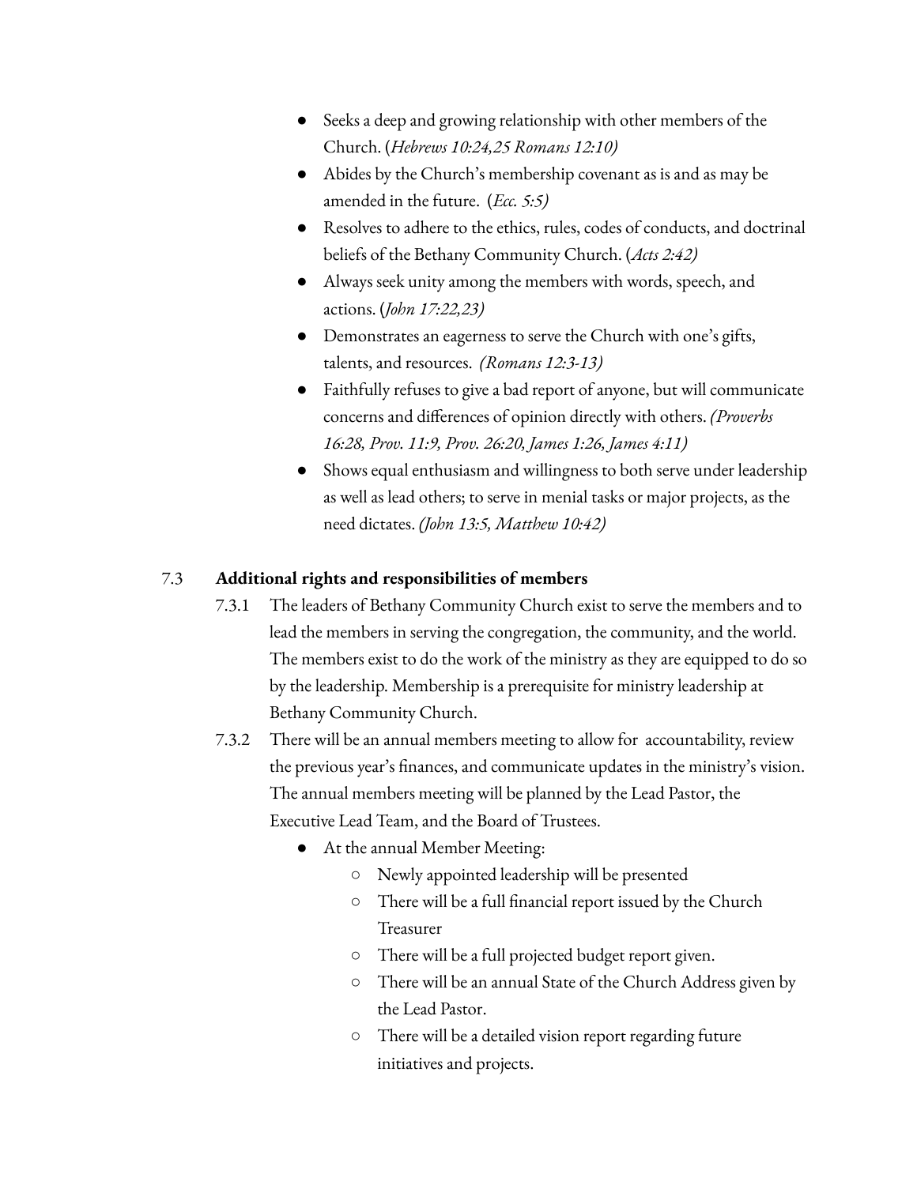- Seeks a deep and growing relationship with other members of the Church. (*Hebrews 10:24,25 Romans 12:10)*
- Abides by the Church's membership covenant as is and as may be amended in the future. (*Ecc. 5:5)*
- Resolves to adhere to the ethics, rules, codes of conducts, and doctrinal beliefs of the Bethany Community Church. (*Acts 2:42)*
- Always seek unity among the members with words, speech, and actions. (*John 17:22,23)*
- Demonstrates an eagerness to serve the Church with one's gifts, talents, and resources. *(Romans 12:3-13)*
- Faithfully refuses to give a bad report of anyone, but will communicate concerns and differences of opinion directly with others. *(Proverbs 16:28, Prov. 11:9, Prov. 26:20, James 1:26, James 4:11)*
- Shows equal enthusiasm and willingness to both serve under leadership as well as lead others; to serve in menial tasks or major projects, as the need dictates. *(John 13:5, Matthew 10:42)*

7.3 **Additional rights and responsibilities of members**

7.3.1 The leaders of Bethany Community Church exist to serve the members and to lead the members in serving the congregation, the community, and the world. The members exist to do the work of the ministry as they are equipped to do so by the leadership. Membership is a prerequisite for ministry leadership at Bethany Community Church.

7.3.2 There will be an annual members meeting to allow for accountability, review the previous year's finances, and communicate updates in the ministry's vision. The annual members meeting will be planned by the Lead Pastor, the Executive Lead Team, and the Board of Trustees.

- At the annual Member Meeting:
  - Newly appointed leadership will be presented
  - There will be a full financial report issued by the Church Treasurer
  - There will be a full projected budget report given.
  - There will be an annual State of the Church Address given by the Lead Pastor.
  - There will be a detailed vision report regarding future initiatives and projects.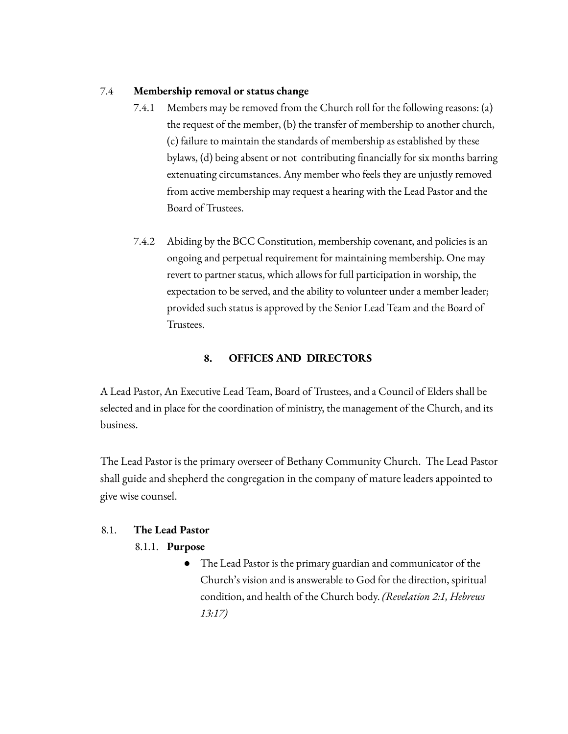7.4 **Membership removal or status change**

7.4.1 Members may be removed from the Church roll for the following reasons: (a) the request of the member, (b) the transfer of membership to another church, (c) failure to maintain the standards of membership as established by these bylaws, (d) being absent or not contributing financially for six months barring extenuating circumstances. Any member who feels they are unjustly removed from active membership may request a hearing with the Lead Pastor and the Board of Trustees.

7.4.2 Abiding by the BCC Constitution, membership covenant, and policies is an ongoing and perpetual requirement for maintaining membership. One may revert to partner status, which allows for full participation in worship, the expectation to be served, and the ability to volunteer under a member leader; provided such status is approved by the Senior Lead Team and the Board of Trustees.

## 8. OFFICES AND DIRECTORS

A Lead Pastor, An Executive Lead Team, Board of Trustees, and a Council of Elders shall be selected and in place for the coordination of ministry, the management of the Church, and its business.

The Lead Pastor is the primary overseer of Bethany Community Church. The Lead Pastor shall guide and shepherd the congregation in the company of mature leaders appointed to give wise counsel.

8.1. **The Lead Pastor**

8.1.1. **Purpose**

- The Lead Pastor is the primary guardian and communicator of the Church's vision and is answerable to God for the direction, spiritual condition, and health of the Church body. *(Revelation 2:1, Hebrews 13:17)*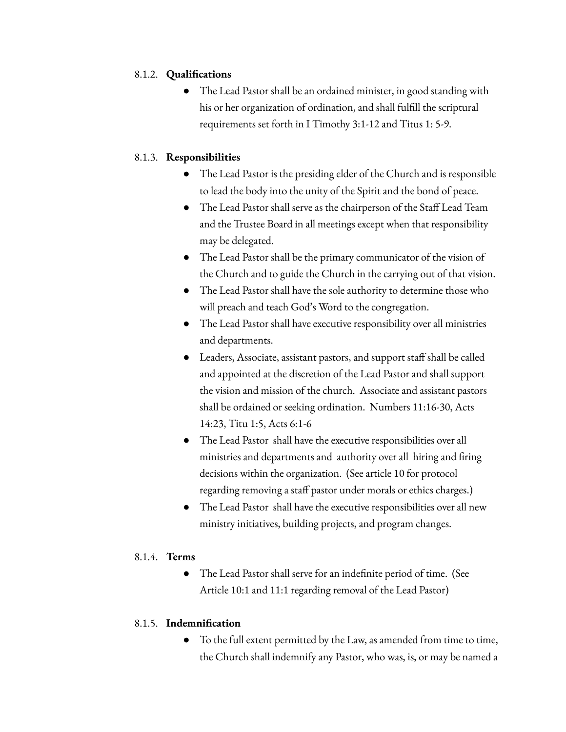### 8.1.2. **Qualifications**

- The Lead Pastor shall be an ordained minister, in good standing with his or her organization of ordination, and shall fulfill the scriptural requirements set forth in I Timothy 3:1-12 and Titus 1: 5-9.

### 8.1.3. **Responsibilities**

- The Lead Pastor is the presiding elder of the Church and is responsible to lead the body into the unity of the Spirit and the bond of peace.
- The Lead Pastor shall serve as the chairperson of the Staff Lead Team and the Trustee Board in all meetings except when that responsibility may be delegated.
- The Lead Pastor shall be the primary communicator of the vision of the Church and to guide the Church in the carrying out of that vision.
- The Lead Pastor shall have the sole authority to determine those who will preach and teach God's Word to the congregation.
- The Lead Pastor shall have executive responsibility over all ministries and departments.
- Leaders, Associate, assistant pastors, and support staff shall be called and appointed at the discretion of the Lead Pastor and shall support the vision and mission of the church. Associate and assistant pastors shall be ordained or seeking ordination. Numbers 11:16-30, Acts 14:23, Titu 1:5, Acts 6:1-6
- The Lead Pastor shall have the executive responsibilities over all ministries and departments and authority over all hiring and firing decisions within the organization. (See article 10 for protocol regarding removing a staff pastor under morals or ethics charges.)
- The Lead Pastor shall have the executive responsibilities over all new ministry initiatives, building projects, and program changes.

### 8.1.4. **Terms**

- The Lead Pastor shall serve for an indefinite period of time. (See Article 10:1 and 11:1 regarding removal of the Lead Pastor)

### 8.1.5. **Indemnification**

- To the full extent permitted by the Law, as amended from time to time, the Church shall indemnify any Pastor, who was, is, or may be named a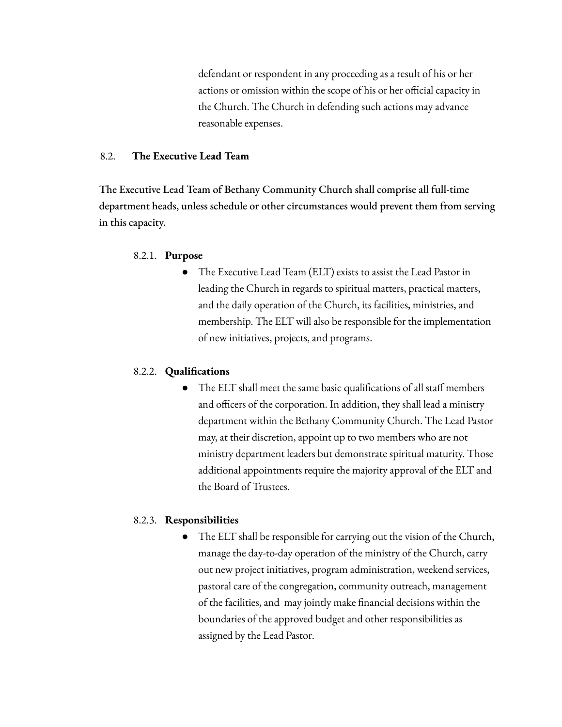defendant or respondent in any proceeding as a result of his or her actions or omission within the scope of his or her official capacity in the Church. The Church in defending such actions may advance reasonable expenses.

## 8.2. The Executive Lead Team

**The Executive Lead Team of Bethany Community Church shall comprise all full-time department heads, unless schedule or other circumstances would prevent them from serving in this capacity.**

### 8.2.1. Purpose

- The Executive Lead Team (ELT) exists to assist the Lead Pastor in leading the Church in regards to spiritual matters, practical matters, and the daily operation of the Church, its facilities, ministries, and membership. The ELT will also be responsible for the implementation of new initiatives, projects, and programs.

### 8.2.2. Qualifications

- The ELT shall meet the same basic qualifications of all staff members and officers of the corporation. In addition, they shall lead a ministry department within the Bethany Community Church. The Lead Pastor may, at their discretion, appoint up to two members who are not ministry department leaders but demonstrate spiritual maturity. Those additional appointments require the majority approval of the ELT and the Board of Trustees.

### 8.2.3. Responsibilities

- The ELT shall be responsible for carrying out the vision of the Church, manage the day-to-day operation of the ministry of the Church, carry out new project initiatives, program administration, weekend services, pastoral care of the congregation, community outreach, management of the facilities, and may jointly make financial decisions within the boundaries of the approved budget and other responsibilities as assigned by the Lead Pastor.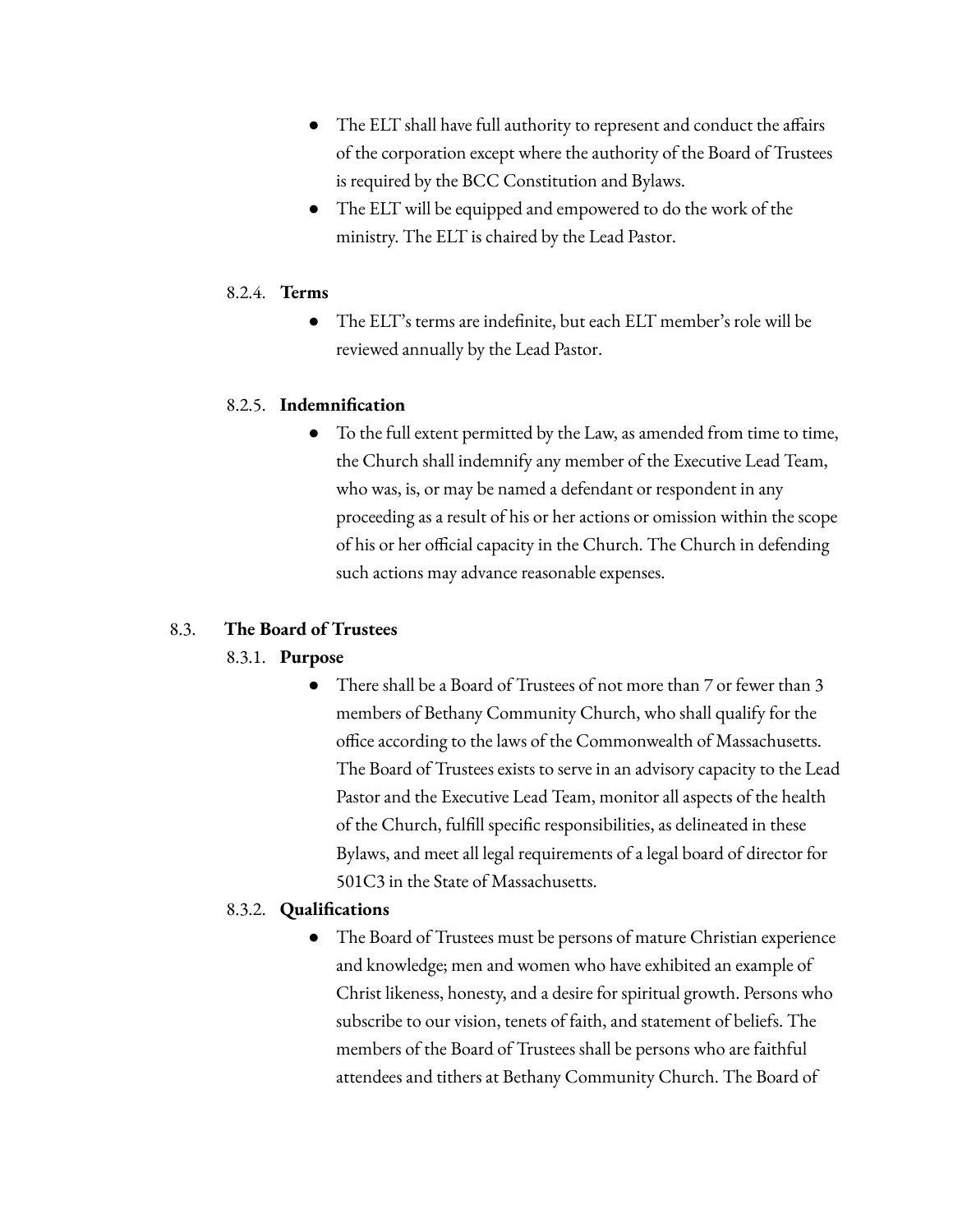- The ELT shall have full authority to represent and conduct the affairs of the corporation except where the authority of the Board of Trustees is required by the BCC Constitution and Bylaws.
- The ELT will be equipped and empowered to do the work of the ministry. The ELT is chaired by the Lead Pastor.

8.2.4. **Terms**

- The ELT's terms are indefinite, but each ELT member's role will be reviewed annually by the Lead Pastor.

8.2.5. **Indemnification**

- To the full extent permitted by the Law, as amended from time to time, the Church shall indemnify any member of the Executive Lead Team, who was, is, or may be named a defendant or respondent in any proceeding as a result of his or her actions or omission within the scope of his or her official capacity in the Church. The Church in defending such actions may advance reasonable expenses.

8.3. **The Board of Trustees**

8.3.1. **Purpose**

- There shall be a Board of Trustees of not more than 7 or fewer than 3 members of Bethany Community Church, who shall qualify for the office according to the laws of the Commonwealth of Massachusetts. The Board of Trustees exists to serve in an advisory capacity to the Lead Pastor and the Executive Lead Team, monitor all aspects of the health of the Church, fulfill specific responsibilities, as delineated in these Bylaws, and meet all legal requirements of a legal board of director for 501C3 in the State of Massachusetts.

8.3.2. **Qualifications**

- The Board of Trustees must be persons of mature Christian experience and knowledge; men and women who have exhibited an example of Christ likeness, honesty, and a desire for spiritual growth. Persons who subscribe to our vision, tenets of faith, and statement of beliefs. The members of the Board of Trustees shall be persons who are faithful attendees and tithers at Bethany Community Church. The Board of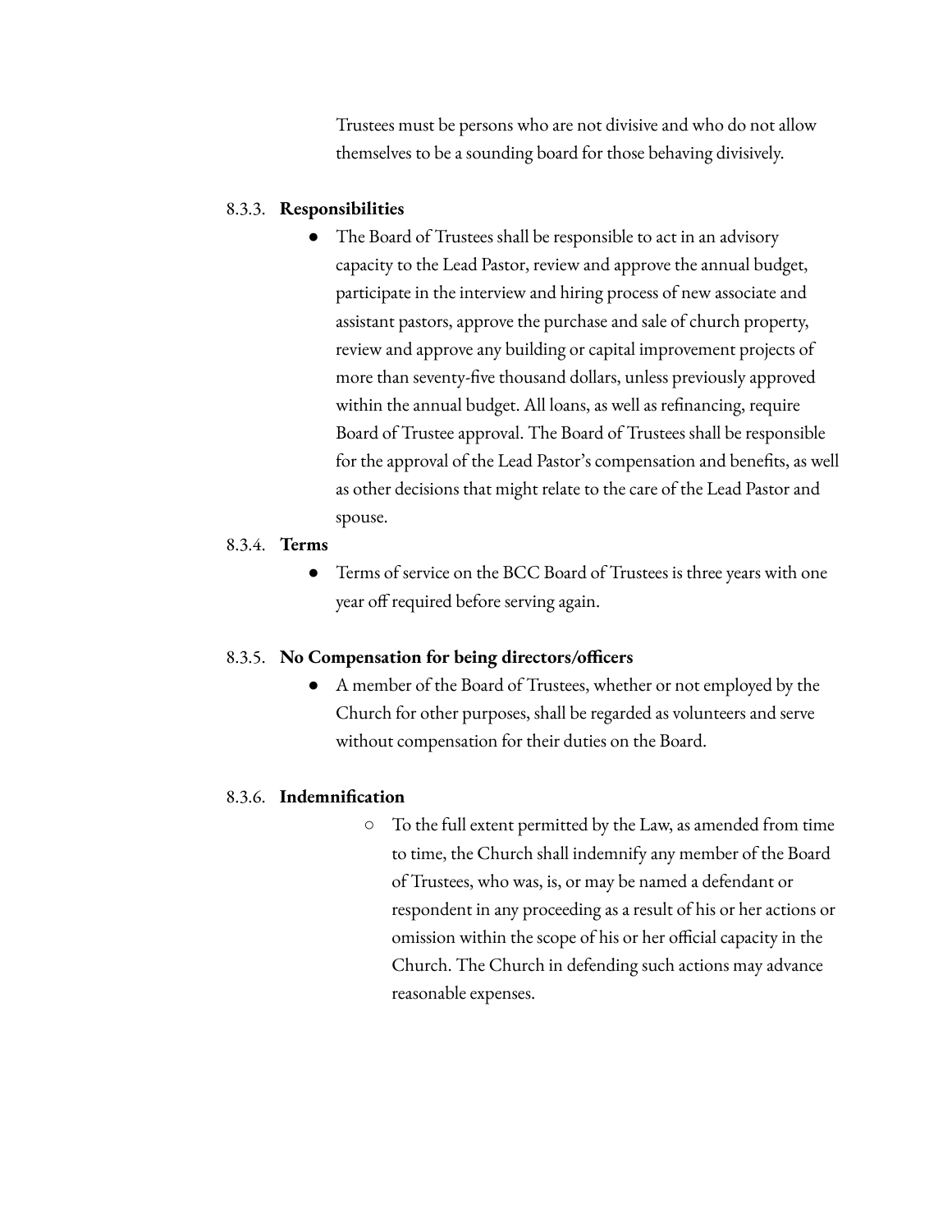Trustees must be persons who are not divisive and who do not allow themselves to be a sounding board for those behaving divisively.

8.3.3. **Responsibilities**

- The Board of Trustees shall be responsible to act in an advisory capacity to the Lead Pastor, review and approve the annual budget, participate in the interview and hiring process of new associate and assistant pastors, approve the purchase and sale of church property, review and approve any building or capital improvement projects of more than seventy-five thousand dollars, unless previously approved within the annual budget. All loans, as well as refinancing, require Board of Trustee approval. The Board of Trustees shall be responsible for the approval of the Lead Pastor's compensation and benefits, as well as other decisions that might relate to the care of the Lead Pastor and spouse.

8.3.4. **Terms**

- Terms of service on the BCC Board of Trustees is three years with one year off required before serving again.

8.3.5. **No Compensation for being directors/officers**

- A member of the Board of Trustees, whether or not employed by the Church for other purposes, shall be regarded as volunteers and serve without compensation for their duties on the Board.

8.3.6. **Indemnification**

  - To the full extent permitted by the Law, as amended from time to time, the Church shall indemnify any member of the Board of Trustees, who was, is, or may be named a defendant or respondent in any proceeding as a result of his or her actions or omission within the scope of his or her official capacity in the Church. The Church in defending such actions may advance reasonable expenses.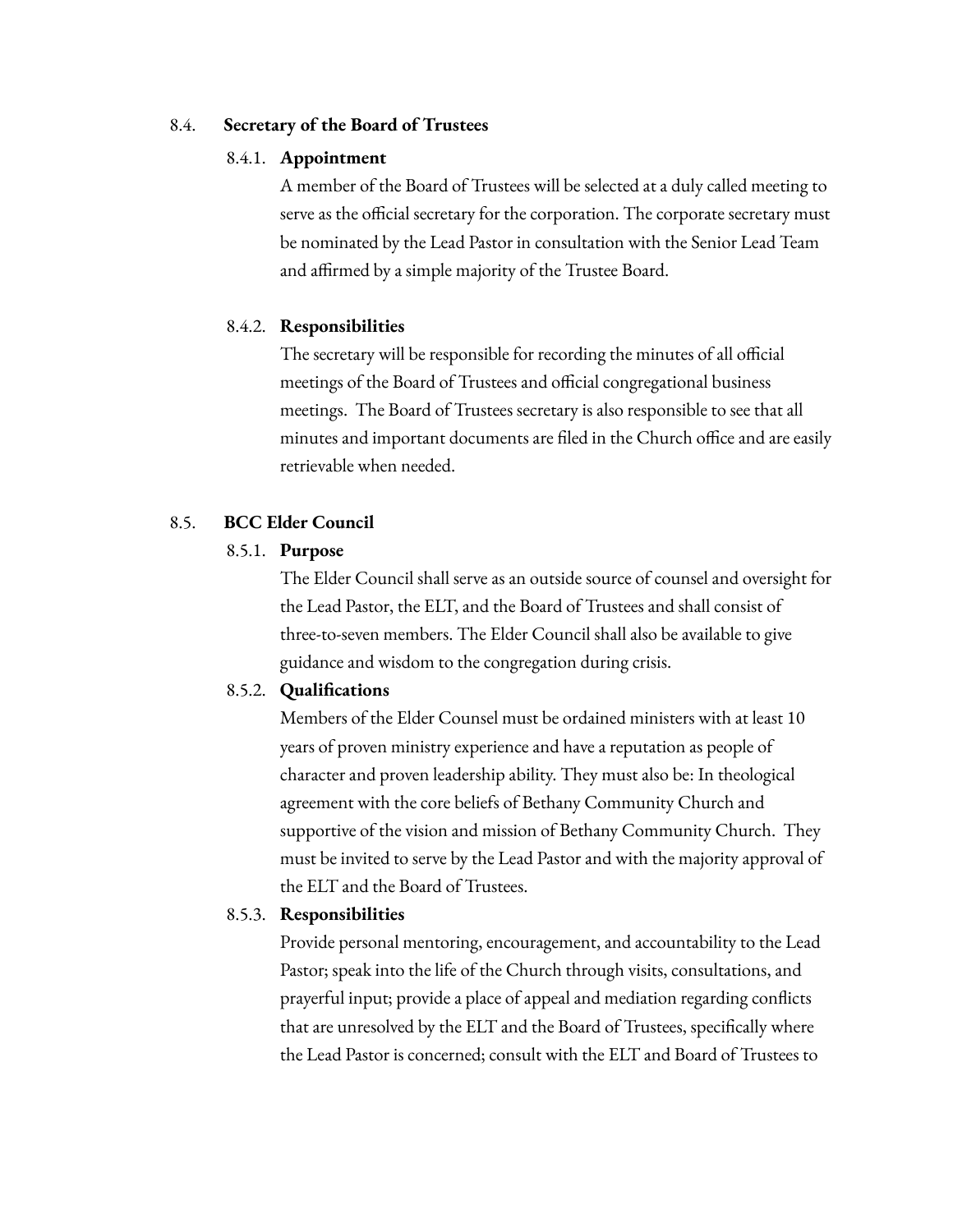### 8.4. Secretary of the Board of Trustees

#### 8.4.1. Appointment

A member of the Board of Trustees will be selected at a duly called meeting to serve as the official secretary for the corporation. The corporate secretary must be nominated by the Lead Pastor in consultation with the Senior Lead Team and affirmed by a simple majority of the Trustee Board.

#### 8.4.2. Responsibilities

The secretary will be responsible for recording the minutes of all official meetings of the Board of Trustees and official congregational business meetings. The Board of Trustees secretary is also responsible to see that all minutes and important documents are filed in the Church office and are easily retrievable when needed.

### 8.5. BCC Elder Council

#### 8.5.1. Purpose

The Elder Council shall serve as an outside source of counsel and oversight for the Lead Pastor, the ELT, and the Board of Trustees and shall consist of three-to-seven members. The Elder Council shall also be available to give guidance and wisdom to the congregation during crisis.

#### 8.5.2. Qualifications

Members of the Elder Counsel must be ordained ministers with at least 10 years of proven ministry experience and have a reputation as people of character and proven leadership ability. They must also be: In theological agreement with the core beliefs of Bethany Community Church and supportive of the vision and mission of Bethany Community Church. They must be invited to serve by the Lead Pastor and with the majority approval of the ELT and the Board of Trustees.

#### 8.5.3. Responsibilities

Provide personal mentoring, encouragement, and accountability to the Lead Pastor; speak into the life of the Church through visits, consultations, and prayerful input; provide a place of appeal and mediation regarding conflicts that are unresolved by the ELT and the Board of Trustees, specifically where the Lead Pastor is concerned; consult with the ELT and Board of Trustees to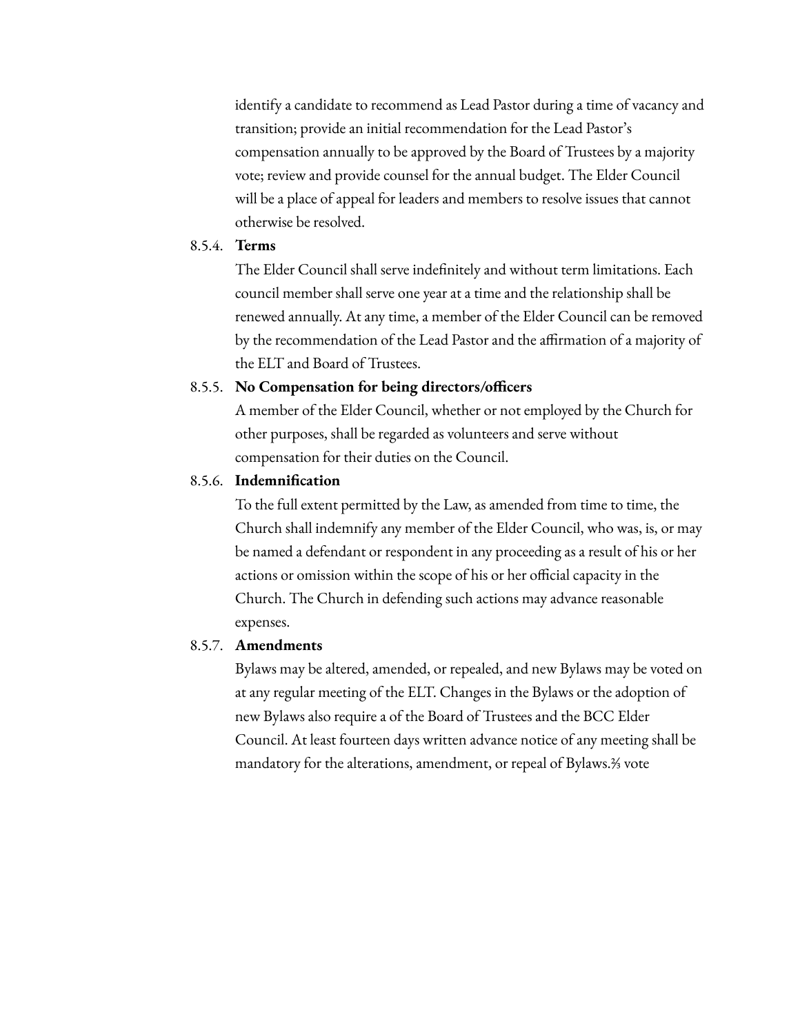identify a candidate to recommend as Lead Pastor during a time of vacancy and transition; provide an initial recommendation for the Lead Pastor's compensation annually to be approved by the Board of Trustees by a majority vote; review and provide counsel for the annual budget. The Elder Council will be a place of appeal for leaders and members to resolve issues that cannot otherwise be resolved.

8.5.4. **Terms**

The Elder Council shall serve indefinitely and without term limitations. Each council member shall serve one year at a time and the relationship shall be renewed annually. At any time, a member of the Elder Council can be removed by the recommendation of the Lead Pastor and the affirmation of a majority of the ELT and Board of Trustees.

8.5.5. **No Compensation for being directors/officers**

A member of the Elder Council, whether or not employed by the Church for other purposes, shall be regarded as volunteers and serve without compensation for their duties on the Council.

8.5.6. **Indemnification**

To the full extent permitted by the Law, as amended from time to time, the Church shall indemnify any member of the Elder Council, who was, is, or may be named a defendant or respondent in any proceeding as a result of his or her actions or omission within the scope of his or her official capacity in the Church. The Church in defending such actions may advance reasonable expenses.

8.5.7. **Amendments**

Bylaws may be altered, amended, or repealed, and new Bylaws may be voted on at any regular meeting of the ELT. Changes in the Bylaws or the adoption of new Bylaws also require a of the Board of Trustees and the BCC Elder Council. At least fourteen days written advance notice of any meeting shall be mandatory for the alterations, amendment, or repeal of Bylaws.⅔ vote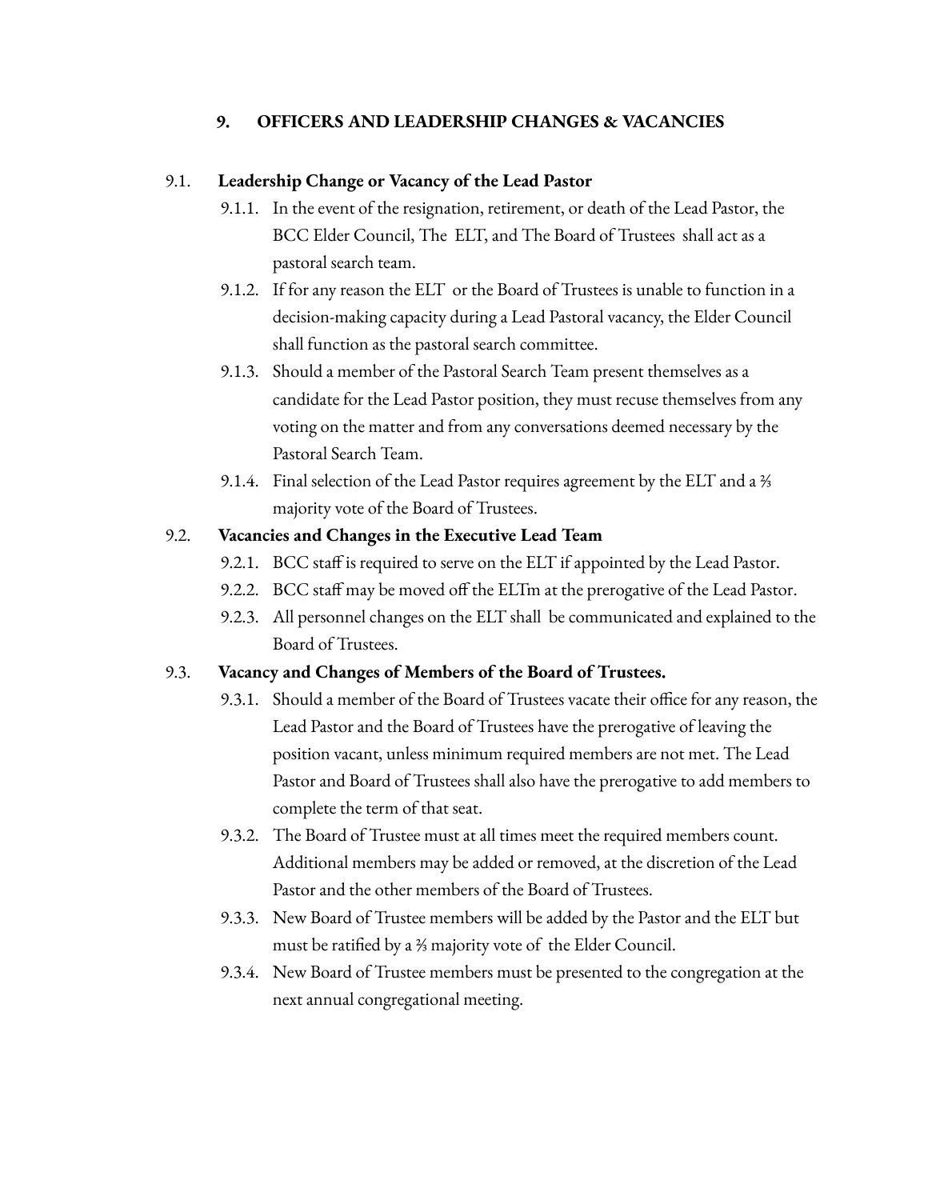## 9. OFFICERS AND LEADERSHIP CHANGES & VACANCIES

### 9.1. Leadership Change or Vacancy of the Lead Pastor

- 9.1.1. In the event of the resignation, retirement, or death of the Lead Pastor, the BCC Elder Council, The ELT, and The Board of Trustees shall act as a pastoral search team.
- 9.1.2. If for any reason the ELT or the Board of Trustees is unable to function in a decision-making capacity during a Lead Pastoral vacancy, the Elder Council shall function as the pastoral search committee.
- 9.1.3. Should a member of the Pastoral Search Team present themselves as a candidate for the Lead Pastor position, they must recuse themselves from any voting on the matter and from any conversations deemed necessary by the Pastoral Search Team.
- 9.1.4. Final selection of the Lead Pastor requires agreement by the ELT and a ⅔ majority vote of the Board of Trustees.

### 9.2. Vacancies and Changes in the Executive Lead Team

- 9.2.1. BCC staff is required to serve on the ELT if appointed by the Lead Pastor.
- 9.2.2. BCC staff may be moved off the ELTm at the prerogative of the Lead Pastor.
- 9.2.3. All personnel changes on the ELT shall be communicated and explained to the Board of Trustees.

### 9.3. Vacancy and Changes of Members of the Board of Trustees.

- 9.3.1. Should a member of the Board of Trustees vacate their office for any reason, the Lead Pastor and the Board of Trustees have the prerogative of leaving the position vacant, unless minimum required members are not met. The Lead Pastor and Board of Trustees shall also have the prerogative to add members to complete the term of that seat.
- 9.3.2. The Board of Trustee must at all times meet the required members count. Additional members may be added or removed, at the discretion of the Lead Pastor and the other members of the Board of Trustees.
- 9.3.3. New Board of Trustee members will be added by the Pastor and the ELT but must be ratified by a ⅔ majority vote of the Elder Council.
- 9.3.4. New Board of Trustee members must be presented to the congregation at the next annual congregational meeting.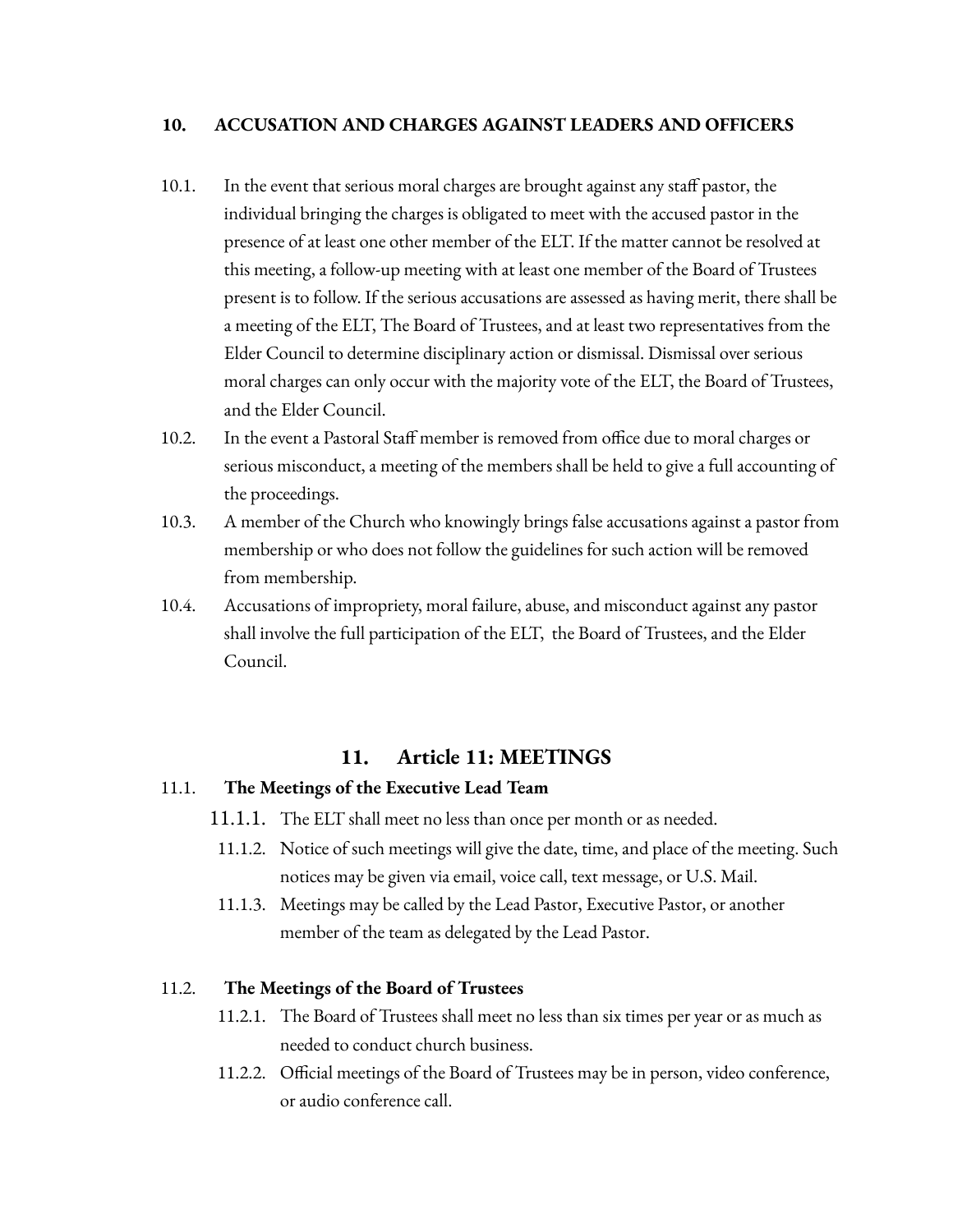## 10. ACCUSATION AND CHARGES AGAINST LEADERS AND OFFICERS

10.1. In the event that serious moral charges are brought against any staff pastor, the individual bringing the charges is obligated to meet with the accused pastor in the presence of at least one other member of the ELT. If the matter cannot be resolved at this meeting, a follow-up meeting with at least one member of the Board of Trustees present is to follow. If the serious accusations are assessed as having merit, there shall be a meeting of the ELT, The Board of Trustees, and at least two representatives from the Elder Council to determine disciplinary action or dismissal. Dismissal over serious moral charges can only occur with the majority vote of the ELT, the Board of Trustees, and the Elder Council.

10.2. In the event a Pastoral Staff member is removed from office due to moral charges or serious misconduct, a meeting of the members shall be held to give a full accounting of the proceedings.

10.3. A member of the Church who knowingly brings false accusations against a pastor from membership or who does not follow the guidelines for such action will be removed from membership.

10.4. Accusations of impropriety, moral failure, abuse, and misconduct against any pastor shall involve the full participation of the ELT, the Board of Trustees, and the Elder Council.

## 11. Article 11: MEETINGS

### 11.1. The Meetings of the Executive Lead Team

11.1.1. The ELT shall meet no less than once per month or as needed.

11.1.2. Notice of such meetings will give the date, time, and place of the meeting. Such notices may be given via email, voice call, text message, or U.S. Mail.

11.1.3. Meetings may be called by the Lead Pastor, Executive Pastor, or another member of the team as delegated by the Lead Pastor.

### 11.2. The Meetings of the Board of Trustees

11.2.1. The Board of Trustees shall meet no less than six times per year or as much as needed to conduct church business.

11.2.2. Official meetings of the Board of Trustees may be in person, video conference, or audio conference call.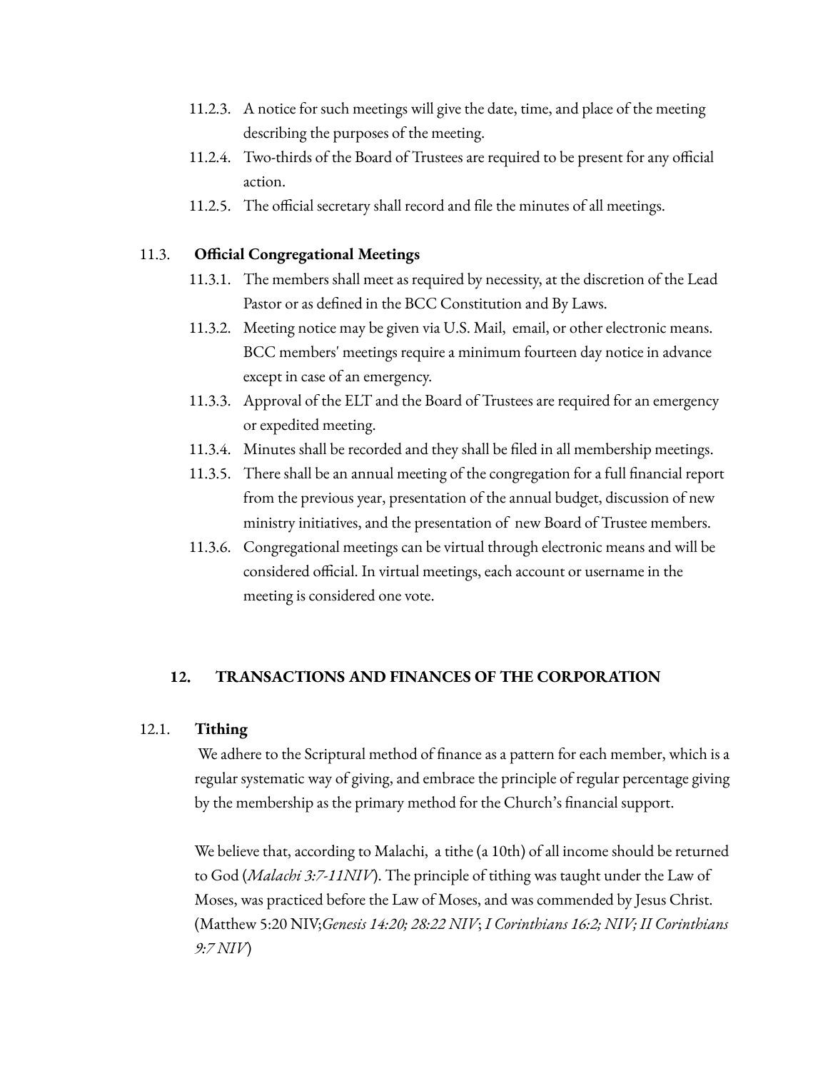- 11.2.3. A notice for such meetings will give the date, time, and place of the meeting describing the purposes of the meeting.
- 11.2.4. Two-thirds of the Board of Trustees are required to be present for any official action.
- 11.2.5. The official secretary shall record and file the minutes of all meetings.

11.3. **Official Congregational Meetings**

- 11.3.1. The members shall meet as required by necessity, at the discretion of the Lead Pastor or as defined in the BCC Constitution and By Laws.
- 11.3.2. Meeting notice may be given via U.S. Mail, email, or other electronic means. BCC members' meetings require a minimum fourteen day notice in advance except in case of an emergency.
- 11.3.3. Approval of the ELT and the Board of Trustees are required for an emergency or expedited meeting.
- 11.3.4. Minutes shall be recorded and they shall be filed in all membership meetings.
- 11.3.5. There shall be an annual meeting of the congregation for a full financial report from the previous year, presentation of the annual budget, discussion of new ministry initiatives, and the presentation of new Board of Trustee members.
- 11.3.6. Congregational meetings can be virtual through electronic means and will be considered official. In virtual meetings, each account or username in the meeting is considered one vote.

## 12. TRANSACTIONS AND FINANCES OF THE CORPORATION

12.1. **Tithing**

We adhere to the Scriptural method of finance as a pattern for each member, which is a regular systematic way of giving, and embrace the principle of regular percentage giving by the membership as the primary method for the Church's financial support.

We believe that, according to Malachi, a tithe (a 10th) of all income should be returned to God (*Malachi 3:7-11NIV*). The principle of tithing was taught under the Law of Moses, was practiced before the Law of Moses, and was commended by Jesus Christ. (Matthew 5:20 NIV;*Genesis 14:20; 28:22 NIV*; *I Corinthians 16:2; NIV; II Corinthians 9:7 NIV*)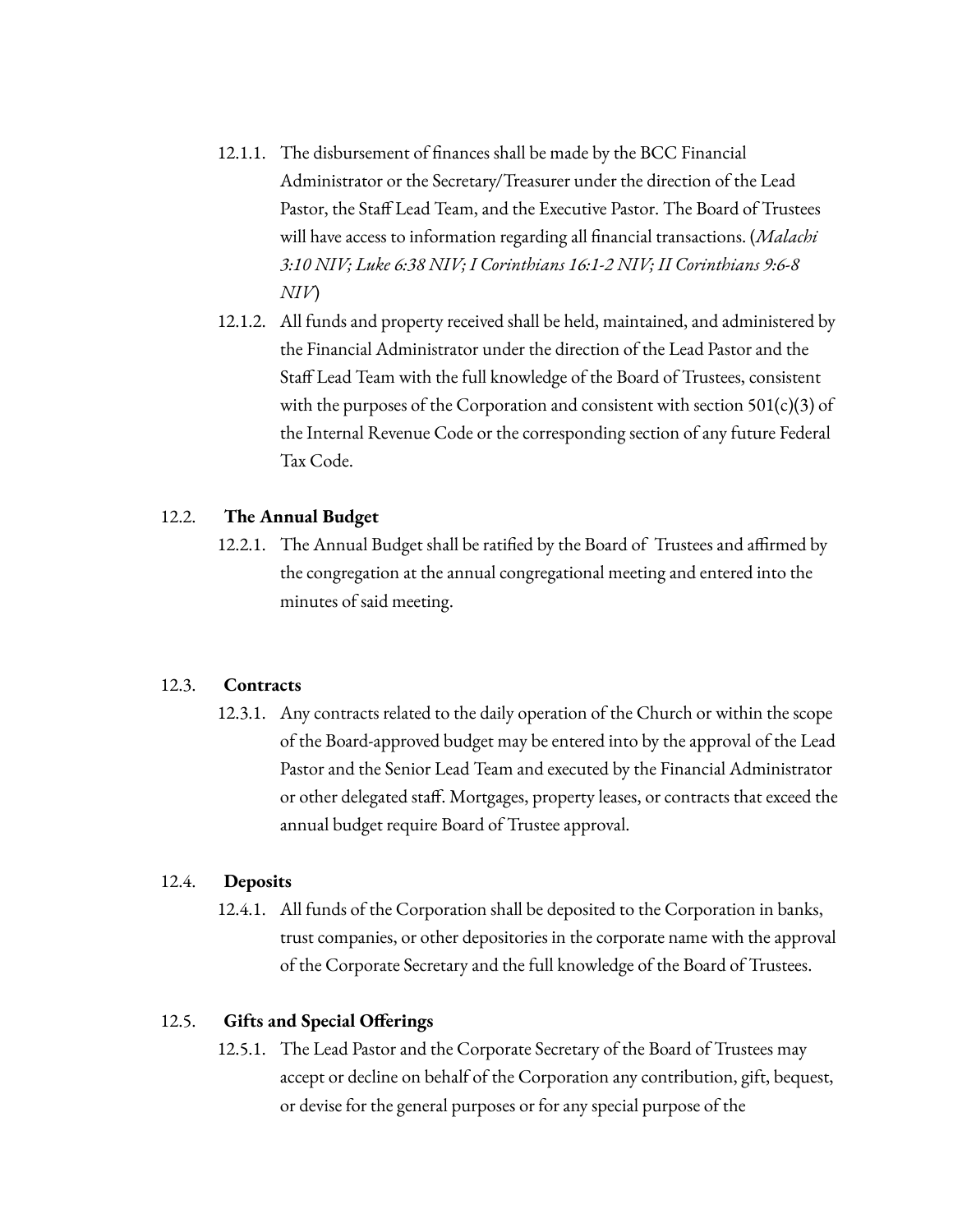12.1.1. The disbursement of finances shall be made by the BCC Financial Administrator or the Secretary/Treasurer under the direction of the Lead Pastor, the Staff Lead Team, and the Executive Pastor. The Board of Trustees will have access to information regarding all financial transactions. (*Malachi 3:10 NIV; Luke 6:38 NIV; I Corinthians 16:1-2 NIV; II Corinthians 9:6-8 NIV*)

12.1.2. All funds and property received shall be held, maintained, and administered by the Financial Administrator under the direction of the Lead Pastor and the Staff Lead Team with the full knowledge of the Board of Trustees, consistent with the purposes of the Corporation and consistent with section 501(c)(3) of the Internal Revenue Code or the corresponding section of any future Federal Tax Code.

12.2. **The Annual Budget**

12.2.1. The Annual Budget shall be ratified by the Board of Trustees and affirmed by the congregation at the annual congregational meeting and entered into the minutes of said meeting.

12.3. **Contracts**

12.3.1. Any contracts related to the daily operation of the Church or within the scope of the Board-approved budget may be entered into by the approval of the Lead Pastor and the Senior Lead Team and executed by the Financial Administrator or other delegated staff. Mortgages, property leases, or contracts that exceed the annual budget require Board of Trustee approval.

12.4. **Deposits**

12.4.1. All funds of the Corporation shall be deposited to the Corporation in banks, trust companies, or other depositories in the corporate name with the approval of the Corporate Secretary and the full knowledge of the Board of Trustees.

12.5. **Gifts and Special Offerings**

12.5.1. The Lead Pastor and the Corporate Secretary of the Board of Trustees may accept or decline on behalf of the Corporation any contribution, gift, bequest, or devise for the general purposes or for any special purpose of the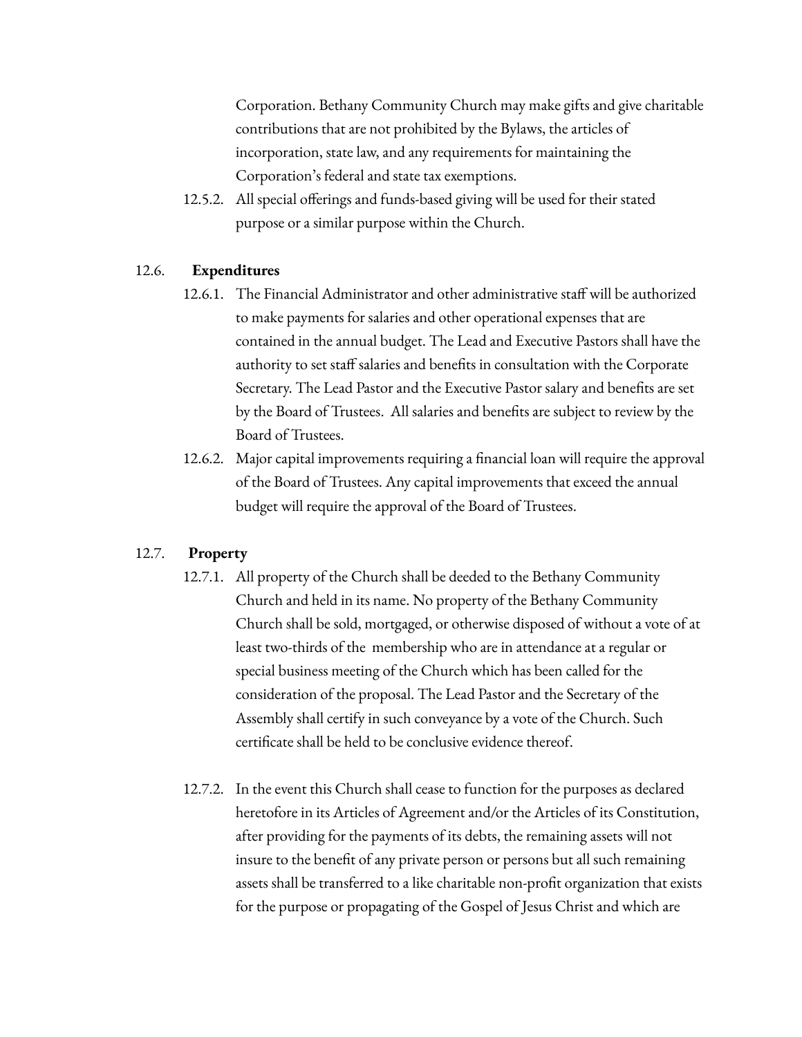Corporation. Bethany Community Church may make gifts and give charitable contributions that are not prohibited by the Bylaws, the articles of incorporation, state law, and any requirements for maintaining the Corporation's federal and state tax exemptions.

12.5.2. All special offerings and funds-based giving will be used for their stated purpose or a similar purpose within the Church.

### 12.6. **Expenditures**

12.6.1. The Financial Administrator and other administrative staff will be authorized to make payments for salaries and other operational expenses that are contained in the annual budget. The Lead and Executive Pastors shall have the authority to set staff salaries and benefits in consultation with the Corporate Secretary. The Lead Pastor and the Executive Pastor salary and benefits are set by the Board of Trustees. All salaries and benefits are subject to review by the Board of Trustees.

12.6.2. Major capital improvements requiring a financial loan will require the approval of the Board of Trustees. Any capital improvements that exceed the annual budget will require the approval of the Board of Trustees.

### 12.7. **Property**

12.7.1. All property of the Church shall be deeded to the Bethany Community Church and held in its name. No property of the Bethany Community Church shall be sold, mortgaged, or otherwise disposed of without a vote of at least two-thirds of the membership who are in attendance at a regular or special business meeting of the Church which has been called for the consideration of the proposal. The Lead Pastor and the Secretary of the Assembly shall certify in such conveyance by a vote of the Church. Such certificate shall be held to be conclusive evidence thereof.

12.7.2. In the event this Church shall cease to function for the purposes as declared heretofore in its Articles of Agreement and/or the Articles of its Constitution, after providing for the payments of its debts, the remaining assets will not insure to the benefit of any private person or persons but all such remaining assets shall be transferred to a like charitable non-profit organization that exists for the purpose or propagating of the Gospel of Jesus Christ and which are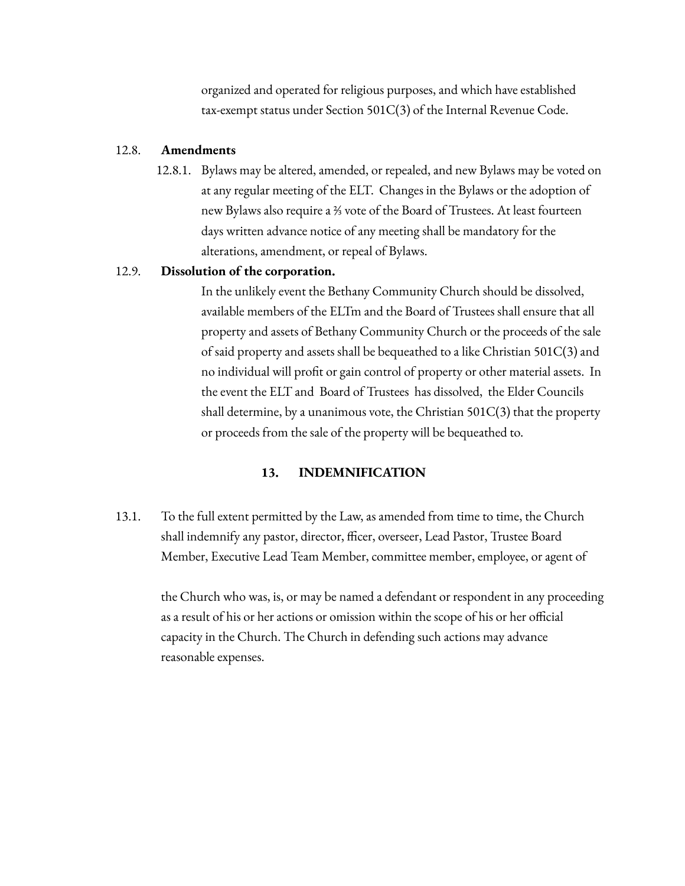organized and operated for religious purposes, and which have established tax-exempt status under Section 501C(3) of the Internal Revenue Code.

12.8. **Amendments**

12.8.1. Bylaws may be altered, amended, or repealed, and new Bylaws may be voted on at any regular meeting of the ELT. Changes in the Bylaws or the adoption of new Bylaws also require a ⅔ vote of the Board of Trustees. At least fourteen days written advance notice of any meeting shall be mandatory for the alterations, amendment, or repeal of Bylaws.

12.9. **Dissolution of the corporation.**

In the unlikely event the Bethany Community Church should be dissolved, available members of the ELTm and the Board of Trustees shall ensure that all property and assets of Bethany Community Church or the proceeds of the sale of said property and assets shall be bequeathed to a like Christian 501C(3) and no individual will profit or gain control of property or other material assets. In the event the ELT and Board of Trustees has dissolved, the Elder Councils shall determine, by a unanimous vote, the Christian 501C(3) that the property or proceeds from the sale of the property will be bequeathed to.

## 13. INDEMNIFICATION

13.1. To the full extent permitted by the Law, as amended from time to time, the Church shall indemnify any pastor, director, fficer, overseer, Lead Pastor, Trustee Board Member, Executive Lead Team Member, committee member, employee, or agent of the Church who was, is, or may be named a defendant or respondent in any proceeding as a result of his or her actions or omission within the scope of his or her official capacity in the Church. The Church in defending such actions may advance reasonable expenses.